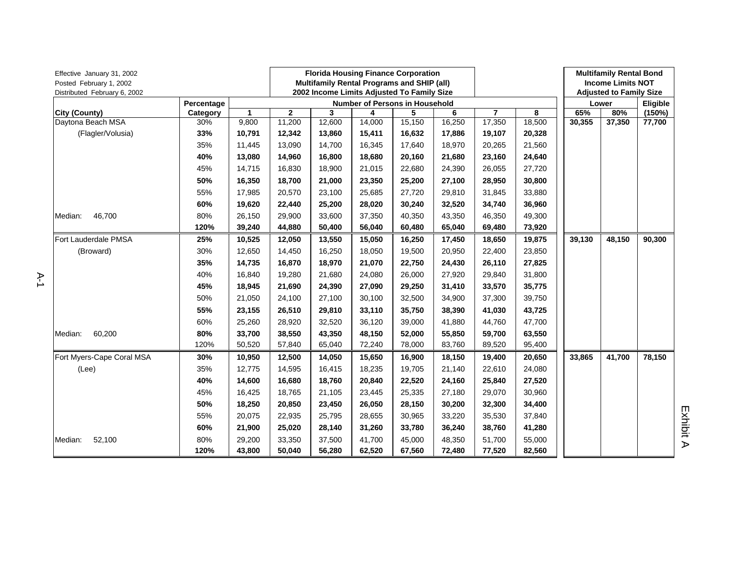Effective January 31, 2002
Posted February 1, 2002
Distributed February 6, 2002

**Florida Housing Finance Corporation**
**Multifamily Rental Programs and SHIP (all)**
**2002 Income Limits Adjusted To Family Size**

**Multifamily Rental Bond Income Limits NOT Adjusted to Family Size**

| City (County) | Percentage Category | Number of Persons in Household | | | | | | | | Lower | | Eligible |
|---|---|---|---|---|---|---|---|---|---|---|---|---|
| | | 1 | 2 | 3 | 4 | 5 | 6 | 7 | 8 | 65% | 80% | (150%) |
| Daytona Beach MSA | 30% | 9,800 | 11,200 | 12,600 | 14,000 | 15,150 | 16,250 | 17,350 | 18,500 | **30,355** | **37,350** | **77,700** |
| (Flagler/Volusia) | **33%** | **10,791** | **12,342** | **13,860** | **15,411** | **16,632** | **17,886** | **19,107** | **20,328** | | | |
| | 35% | 11,445 | 13,090 | 14,700 | 16,345 | 17,640 | 18,970 | 20,265 | 21,560 | | | |
| | **40%** | **13,080** | **14,960** | **16,800** | **18,680** | **20,160** | **21,680** | **23,160** | **24,640** | | | |
| | 45% | 14,715 | 16,830 | 18,900 | 21,015 | 22,680 | 24,390 | 26,055 | 27,720 | | | |
| | **50%** | **16,350** | **18,700** | **21,000** | **23,350** | **25,200** | **27,100** | **28,950** | **30,800** | | | |
| | 55% | 17,985 | 20,570 | 23,100 | 25,685 | 27,720 | 29,810 | 31,845 | 33,880 | | | |
| | **60%** | **19,620** | **22,440** | **25,200** | **28,020** | **30,240** | **32,520** | **34,740** | **36,960** | | | |
| Median: 46,700 | 80% | 26,150 | 29,900 | 33,600 | 37,350 | 40,350 | 43,350 | 46,350 | 49,300 | | | |
| | **120%** | **39,240** | **44,880** | **50,400** | **56,040** | **60,480** | **65,040** | **69,480** | **73,920** | | | |
| Fort Lauderdale PMSA | **25%** | **10,525** | **12,050** | **13,550** | **15,050** | **16,250** | **17,450** | **18,650** | **19,875** | **39,130** | **48,150** | **90,300** |
| (Broward) | 30% | 12,650 | 14,450 | 16,250 | 18,050 | 19,500 | 20,950 | 22,400 | 23,850 | | | |
| | **35%** | **14,735** | **16,870** | **18,970** | **21,070** | **22,750** | **24,430** | **26,110** | **27,825** | | | |
| | 40% | 16,840 | 19,280 | 21,680 | 24,080 | 26,000 | 27,920 | 29,840 | 31,800 | | | |
| | **45%** | **18,945** | **21,690** | **24,390** | **27,090** | **29,250** | **31,410** | **33,570** | **35,775** | | | |
| | 50% | 21,050 | 24,100 | 27,100 | 30,100 | 32,500 | 34,900 | 37,300 | 39,750 | | | |
| | **55%** | **23,155** | **26,510** | **29,810** | **33,110** | **35,750** | **38,390** | **41,030** | **43,725** | | | |
| | 60% | 25,260 | 28,920 | 32,520 | 36,120 | 39,000 | 41,880 | 44,760 | 47,700 | | | |
| Median: 60,200 | **80%** | **33,700** | **38,550** | **43,350** | **48,150** | **52,000** | **55,850** | **59,700** | **63,550** | | | |
| | 120% | 50,520 | 57,840 | 65,040 | 72,240 | 78,000 | 83,760 | 89,520 | 95,400 | | | |
| Fort Myers-Cape Coral MSA | **30%** | **10,950** | **12,500** | **14,050** | **15,650** | **16,900** | **18,150** | **19,400** | **20,650** | **33,865** | **41,700** | **78,150** |
| (Lee) | 35% | 12,775 | 14,595 | 16,415 | 18,235 | 19,705 | 21,140 | 22,610 | 24,080 | | | |
| | **40%** | **14,600** | **16,680** | **18,760** | **20,840** | **22,520** | **24,160** | **25,840** | **27,520** | | | |
| | 45% | 16,425 | 18,765 | 21,105 | 23,445 | 25,335 | 27,180 | 29,070 | 30,960 | | | |
| | **50%** | **18,250** | **20,850** | **23,450** | **26,050** | **28,150** | **30,200** | **32,300** | **34,400** | | | |
| | 55% | 20,075 | 22,935 | 25,795 | 28,655 | 30,965 | 33,220 | 35,530 | 37,840 | | | |
| | **60%** | **21,900** | **25,020** | **28,140** | **31,260** | **33,780** | **36,240** | **38,760** | **41,280** | | | |
| Median: 52,100 | 80% | 29,200 | 33,350 | 37,500 | 41,700 | 45,000 | 48,350 | 51,700 | 55,000 | | | |
| | **120%** | **43,800** | **50,040** | **56,280** | **62,520** | **67,560** | **72,480** | **77,520** | **82,560** | | | |

Exhibit A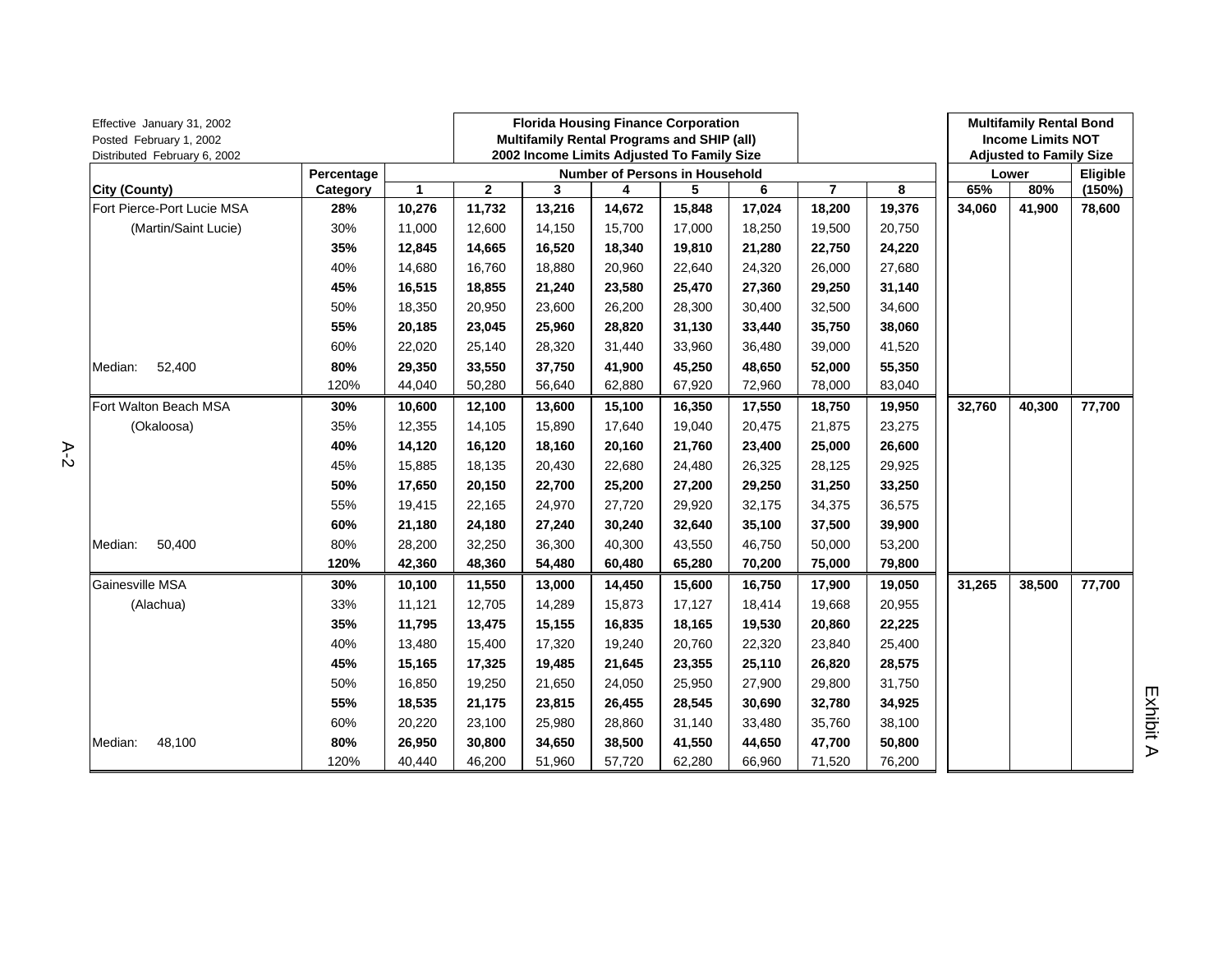Effective January 31, 2002
Posted February 1, 2002
Distributed February 6, 2002

**Florida Housing Finance Corporation**
**Multifamily Rental Programs and SHIP (all)**
**2002 Income Limits Adjusted To Family Size**

**Multifamily Rental Bond Income Limits NOT Adjusted to Family Size**

| City (County) | Percentage Category | Number of Persons in Household | | | | | | | | Lower | | Eligible |
|---|---|---|---|---|---|---|---|---|---|---|---|---|
| | | 1 | 2 | 3 | 4 | 5 | 6 | 7 | 8 | 65% | 80% | (150%) |
| Fort Pierce-Port Lucie MSA | **28%** | **10,276** | **11,732** | **13,216** | **14,672** | **15,848** | **17,024** | **18,200** | **19,376** | **34,060** | **41,900** | **78,600** |
| (Martin/Saint Lucie) | 30% | 11,000 | 12,600 | 14,150 | 15,700 | 17,000 | 18,250 | 19,500 | 20,750 | | | |
| | **35%** | **12,845** | **14,665** | **16,520** | **18,340** | **19,810** | **21,280** | **22,750** | **24,220** | | | |
| | 40% | 14,680 | 16,760 | 18,880 | 20,960 | 22,640 | 24,320 | 26,000 | 27,680 | | | |
| | **45%** | **16,515** | **18,855** | **21,240** | **23,580** | **25,470** | **27,360** | **29,250** | **31,140** | | | |
| | 50% | 18,350 | 20,950 | 23,600 | 26,200 | 28,300 | 30,400 | 32,500 | 34,600 | | | |
| | **55%** | **20,185** | **23,045** | **25,960** | **28,820** | **31,130** | **33,440** | **35,750** | **38,060** | | | |
| | 60% | 22,020 | 25,140 | 28,320 | 31,440 | 33,960 | 36,480 | 39,000 | 41,520 | | | |
| Median: 52,400 | **80%** | **29,350** | **33,550** | **37,750** | **41,900** | **45,250** | **48,650** | **52,000** | **55,350** | | | |
| | 120% | 44,040 | 50,280 | 56,640 | 62,880 | 67,920 | 72,960 | 78,000 | 83,040 | | | |
| Fort Walton Beach MSA | **30%** | **10,600** | **12,100** | **13,600** | **15,100** | **16,350** | **17,550** | **18,750** | **19,950** | **32,760** | **40,300** | **77,700** |
| (Okaloosa) | 35% | 12,355 | 14,105 | 15,890 | 17,640 | 19,040 | 20,475 | 21,875 | 23,275 | | | |
| | **40%** | **14,120** | **16,120** | **18,160** | **20,160** | **21,760** | **23,400** | **25,000** | **26,600** | | | |
| | 45% | 15,885 | 18,135 | 20,430 | 22,680 | 24,480 | 26,325 | 28,125 | 29,925 | | | |
| | **50%** | **17,650** | **20,150** | **22,700** | **25,200** | **27,200** | **29,250** | **31,250** | **33,250** | | | |
| | 55% | 19,415 | 22,165 | 24,970 | 27,720 | 29,920 | 32,175 | 34,375 | 36,575 | | | |
| | **60%** | **21,180** | **24,180** | **27,240** | **30,240** | **32,640** | **35,100** | **37,500** | **39,900** | | | |
| Median: 50,400 | 80% | 28,200 | 32,250 | 36,300 | 40,300 | 43,550 | 46,750 | 50,000 | 53,200 | | | |
| | **120%** | **42,360** | **48,360** | **54,480** | **60,480** | **65,280** | **70,200** | **75,000** | **79,800** | | | |
| Gainesville MSA | **30%** | **10,100** | **11,550** | **13,000** | **14,450** | **15,600** | **16,750** | **17,900** | **19,050** | **31,265** | **38,500** | **77,700** |
| (Alachua) | 33% | 11,121 | 12,705 | 14,289 | 15,873 | 17,127 | 18,414 | 19,668 | 20,955 | | | |
| | **35%** | **11,795** | **13,475** | **15,155** | **16,835** | **18,165** | **19,530** | **20,860** | **22,225** | | | |
| | 40% | 13,480 | 15,400 | 17,320 | 19,240 | 20,760 | 22,320 | 23,840 | 25,400 | | | |
| | **45%** | **15,165** | **17,325** | **19,485** | **21,645** | **23,355** | **25,110** | **26,820** | **28,575** | | | |
| | 50% | 16,850 | 19,250 | 21,650 | 24,050 | 25,950 | 27,900 | 29,800 | 31,750 | | | |
| | **55%** | **18,535** | **21,175** | **23,815** | **26,455** | **28,545** | **30,690** | **32,780** | **34,925** | | | |
| | 60% | 20,220 | 23,100 | 25,980 | 28,860 | 31,140 | 33,480 | 35,760 | 38,100 | | | |
| Median: 48,100 | **80%** | **26,950** | **30,800** | **34,650** | **38,500** | **41,550** | **44,650** | **47,700** | **50,800** | | | |
| | 120% | 40,440 | 46,200 | 51,960 | 57,720 | 62,280 | 66,960 | 71,520 | 76,200 | | | |

Exhibit A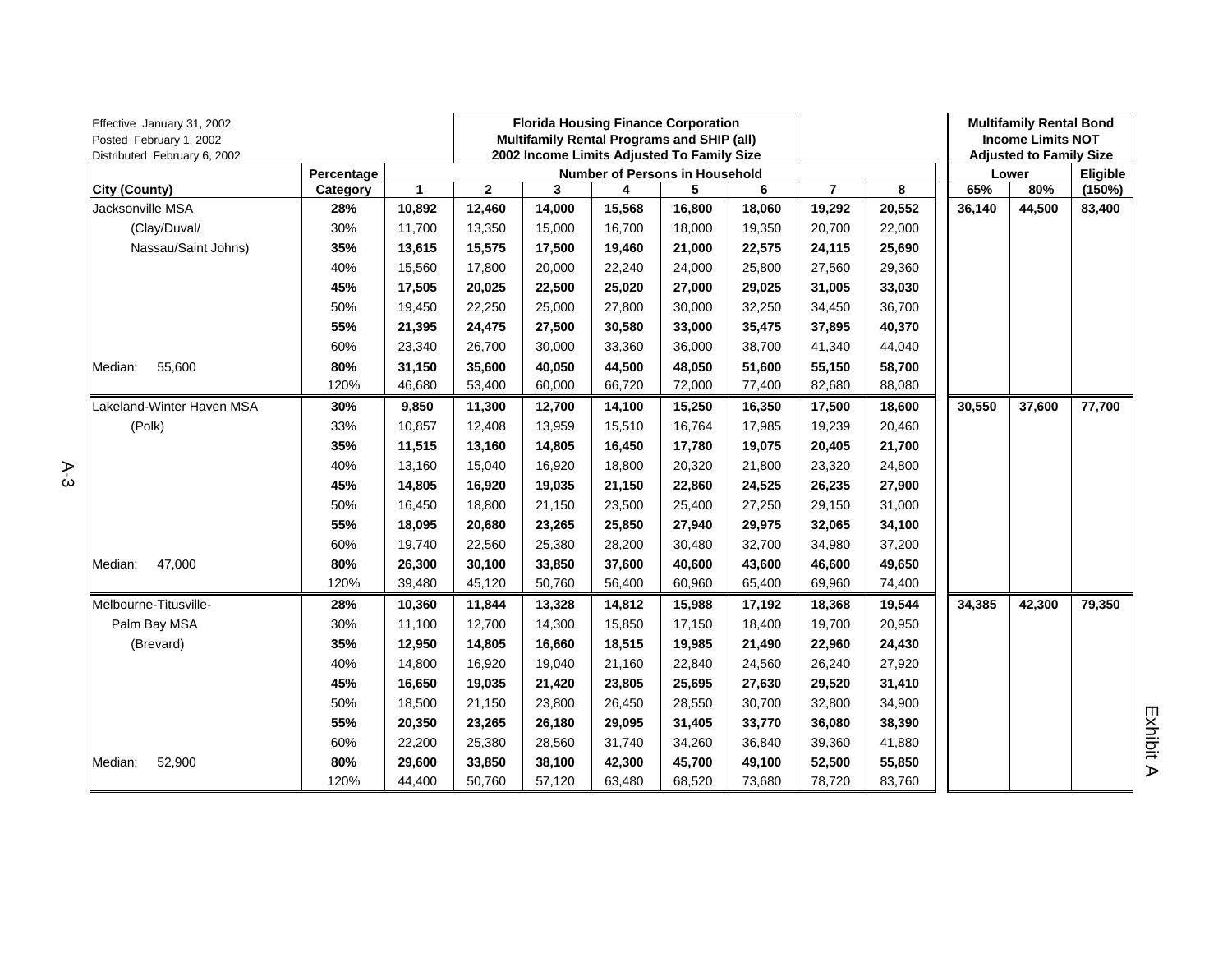Effective January 31, 2002
Posted February 1, 2002
Distributed February 6, 2002

**Florida Housing Finance Corporation**
**Multifamily Rental Programs and SHIP (all)**
**2002 Income Limits Adjusted To Family Size**

**Multifamily Rental Bond Income Limits NOT Adjusted to Family Size**

| City (County) | Percentage Category | 1 | 2 | 3 | 4 | 5 | 6 | 7 | 8 | Lower 65% | Lower 80% | Eligible (150%) |
|---|---|---|---|---|---|---|---|---|---|---|---|---|
| Jacksonville MSA | **28%** | **10,892** | **12,460** | **14,000** | **15,568** | **16,800** | **18,060** | **19,292** | **20,552** | **36,140** | **44,500** | **83,400** |
| (Clay/Duval/ | 30% | 11,700 | 13,350 | 15,000 | 16,700 | 18,000 | 19,350 | 20,700 | 22,000 | | | |
| Nassau/Saint Johns) | **35%** | **13,615** | **15,575** | **17,500** | **19,460** | **21,000** | **22,575** | **24,115** | **25,690** | | | |
| | 40% | 15,560 | 17,800 | 20,000 | 22,240 | 24,000 | 25,800 | 27,560 | 29,360 | | | |
| | **45%** | **17,505** | **20,025** | **22,500** | **25,020** | **27,000** | **29,025** | **31,005** | **33,030** | | | |
| | 50% | 19,450 | 22,250 | 25,000 | 27,800 | 30,000 | 32,250 | 34,450 | 36,700 | | | |
| | **55%** | **21,395** | **24,475** | **27,500** | **30,580** | **33,000** | **35,475** | **37,895** | **40,370** | | | |
| | 60% | 23,340 | 26,700 | 30,000 | 33,360 | 36,000 | 38,700 | 41,340 | 44,040 | | | |
| Median: 55,600 | **80%** | **31,150** | **35,600** | **40,050** | **44,500** | **48,050** | **51,600** | **55,150** | **58,700** | | | |
| | 120% | 46,680 | 53,400 | 60,000 | 66,720 | 72,000 | 77,400 | 82,680 | 88,080 | | | |
| Lakeland-Winter Haven MSA | **30%** | **9,850** | **11,300** | **12,700** | **14,100** | **15,250** | **16,350** | **17,500** | **18,600** | **30,550** | **37,600** | **77,700** |
| (Polk) | 33% | 10,857 | 12,408 | 13,959 | 15,510 | 16,764 | 17,985 | 19,239 | 20,460 | | | |
| | **35%** | **11,515** | **13,160** | **14,805** | **16,450** | **17,780** | **19,075** | **20,405** | **21,700** | | | |
| | 40% | 13,160 | 15,040 | 16,920 | 18,800 | 20,320 | 21,800 | 23,320 | 24,800 | | | |
| | **45%** | **14,805** | **16,920** | **19,035** | **21,150** | **22,860** | **24,525** | **26,235** | **27,900** | | | |
| | 50% | 16,450 | 18,800 | 21,150 | 23,500 | 25,400 | 27,250 | 29,150 | 31,000 | | | |
| | **55%** | **18,095** | **20,680** | **23,265** | **25,850** | **27,940** | **29,975** | **32,065** | **34,100** | | | |
| | 60% | 19,740 | 22,560 | 25,380 | 28,200 | 30,480 | 32,700 | 34,980 | 37,200 | | | |
| Median: 47,000 | **80%** | **26,300** | **30,100** | **33,850** | **37,600** | **40,600** | **43,600** | **46,600** | **49,650** | | | |
| | 120% | 39,480 | 45,120 | 50,760 | 56,400 | 60,960 | 65,400 | 69,960 | 74,400 | | | |
| Melbourne-Titusville- | **28%** | **10,360** | **11,844** | **13,328** | **14,812** | **15,988** | **17,192** | **18,368** | **19,544** | **34,385** | **42,300** | **79,350** |
| Palm Bay MSA | 30% | 11,100 | 12,700 | 14,300 | 15,850 | 17,150 | 18,400 | 19,700 | 20,950 | | | |
| (Brevard) | **35%** | **12,950** | **14,805** | **16,660** | **18,515** | **19,985** | **21,490** | **22,960** | **24,430** | | | |
| | 40% | 14,800 | 16,920 | 19,040 | 21,160 | 22,840 | 24,560 | 26,240 | 27,920 | | | |
| | **45%** | **16,650** | **19,035** | **21,420** | **23,805** | **25,695** | **27,630** | **29,520** | **31,410** | | | |
| | 50% | 18,500 | 21,150 | 23,800 | 26,450 | 28,550 | 30,700 | 32,800 | 34,900 | | | |
| | **55%** | **20,350** | **23,265** | **26,180** | **29,095** | **31,405** | **33,770** | **36,080** | **38,390** | | | |
| | 60% | 22,200 | 25,380 | 28,560 | 31,740 | 34,260 | 36,840 | 39,360 | 41,880 | | | |
| Median: 52,900 | **80%** | **29,600** | **33,850** | **38,100** | **42,300** | **45,700** | **49,100** | **52,500** | **55,850** | | | |
| | 120% | 44,400 | 50,760 | 57,120 | 63,480 | 68,520 | 73,680 | 78,720 | 83,760 | | | |

Exhibit A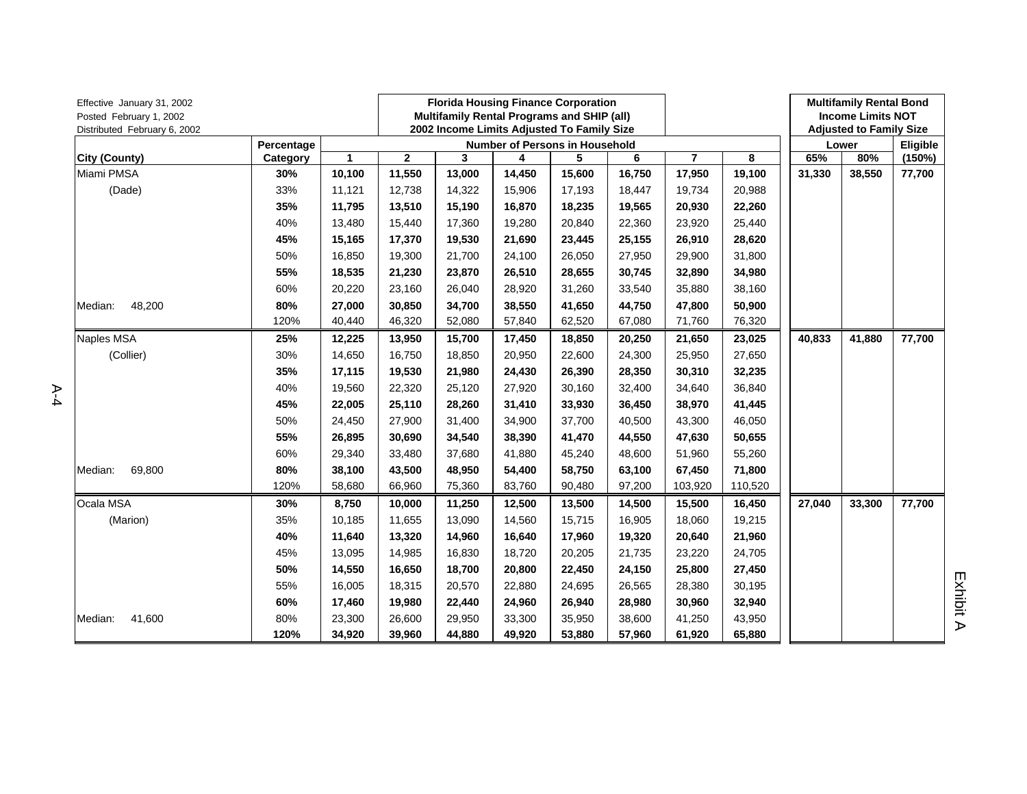Effective January 31, 2002
Posted February 1, 2002
Distributed February 6, 2002

**Florida Housing Finance Corporation**
**Multifamily Rental Programs and SHIP (all)**
**2002 Income Limits Adjusted To Family Size**

**Multifamily Rental Bond Income Limits NOT Adjusted to Family Size**

| City (County) | Percentage Category | Number of Persons in Household 1 | 2 | 3 | 4 | 5 | 6 | 7 | 8 | Lower 65% | 80% | Eligible (150%) |
|---|---|---|---|---|---|---|---|---|---|---|---|---|
| Miami PMSA | **30%** | **10,100** | **11,550** | **13,000** | **14,450** | **15,600** | **16,750** | **17,950** | **19,100** | **31,330** | **38,550** | **77,700** |
| (Dade) | 33% | 11,121 | 12,738 | 14,322 | 15,906 | 17,193 | 18,447 | 19,734 | 20,988 | | | |
| | **35%** | **11,795** | **13,510** | **15,190** | **16,870** | **18,235** | **19,565** | **20,930** | **22,260** | | | |
| | 40% | 13,480 | 15,440 | 17,360 | 19,280 | 20,840 | 22,360 | 23,920 | 25,440 | | | |
| | **45%** | **15,165** | **17,370** | **19,530** | **21,690** | **23,445** | **25,155** | **26,910** | **28,620** | | | |
| | 50% | 16,850 | 19,300 | 21,700 | 24,100 | 26,050 | 27,950 | 29,900 | 31,800 | | | |
| | **55%** | **18,535** | **21,230** | **23,870** | **26,510** | **28,655** | **30,745** | **32,890** | **34,980** | | | |
| | 60% | 20,220 | 23,160 | 26,040 | 28,920 | 31,260 | 33,540 | 35,880 | 38,160 | | | |
| Median: 48,200 | **80%** | **27,000** | **30,850** | **34,700** | **38,550** | **41,650** | **44,750** | **47,800** | **50,900** | | | |
| | 120% | 40,440 | 46,320 | 52,080 | 57,840 | 62,520 | 67,080 | 71,760 | 76,320 | | | |
| Naples MSA | **25%** | **12,225** | **13,950** | **15,700** | **17,450** | **18,850** | **20,250** | **21,650** | **23,025** | **40,833** | **41,880** | **77,700** |
| (Collier) | 30% | 14,650 | 16,750 | 18,850 | 20,950 | 22,600 | 24,300 | 25,950 | 27,650 | | | |
| | **35%** | **17,115** | **19,530** | **21,980** | **24,430** | **26,390** | **28,350** | **30,310** | **32,235** | | | |
| | 40% | 19,560 | 22,320 | 25,120 | 27,920 | 30,160 | 32,400 | 34,640 | 36,840 | | | |
| | **45%** | **22,005** | **25,110** | **28,260** | **31,410** | **33,930** | **36,450** | **38,970** | **41,445** | | | |
| | 50% | 24,450 | 27,900 | 31,400 | 34,900 | 37,700 | 40,500 | 43,300 | 46,050 | | | |
| | **55%** | **26,895** | **30,690** | **34,540** | **38,390** | **41,470** | **44,550** | **47,630** | **50,655** | | | |
| | 60% | 29,340 | 33,480 | 37,680 | 41,880 | 45,240 | 48,600 | 51,960 | 55,260 | | | |
| Median: 69,800 | **80%** | **38,100** | **43,500** | **48,950** | **54,400** | **58,750** | **63,100** | **67,450** | **71,800** | | | |
| | 120% | 58,680 | 66,960 | 75,360 | 83,760 | 90,480 | 97,200 | 103,920 | 110,520 | | | |
| Ocala MSA | **30%** | **8,750** | **10,000** | **11,250** | **12,500** | **13,500** | **14,500** | **15,500** | **16,450** | **27,040** | **33,300** | **77,700** |
| (Marion) | 35% | 10,185 | 11,655 | 13,090 | 14,560 | 15,715 | 16,905 | 18,060 | 19,215 | | | |
| | **40%** | **11,640** | **13,320** | **14,960** | **16,640** | **17,960** | **19,320** | **20,640** | **21,960** | | | |
| | 45% | 13,095 | 14,985 | 16,830 | 18,720 | 20,205 | 21,735 | 23,220 | 24,705 | | | |
| | **50%** | **14,550** | **16,650** | **18,700** | **20,800** | **22,450** | **24,150** | **25,800** | **27,450** | | | |
| | 55% | 16,005 | 18,315 | 20,570 | 22,880 | 24,695 | 26,565 | 28,380 | 30,195 | | | |
| | **60%** | **17,460** | **19,980** | **22,440** | **24,960** | **26,940** | **28,980** | **30,960** | **32,940** | | | |
| Median: 41,600 | 80% | 23,300 | 26,600 | 29,950 | 33,300 | 35,950 | 38,600 | 41,250 | 43,950 | | | |
| | **120%** | **34,920** | **39,960** | **44,880** | **49,920** | **53,880** | **57,960** | **61,920** | **65,880** | | | |

Exhibit A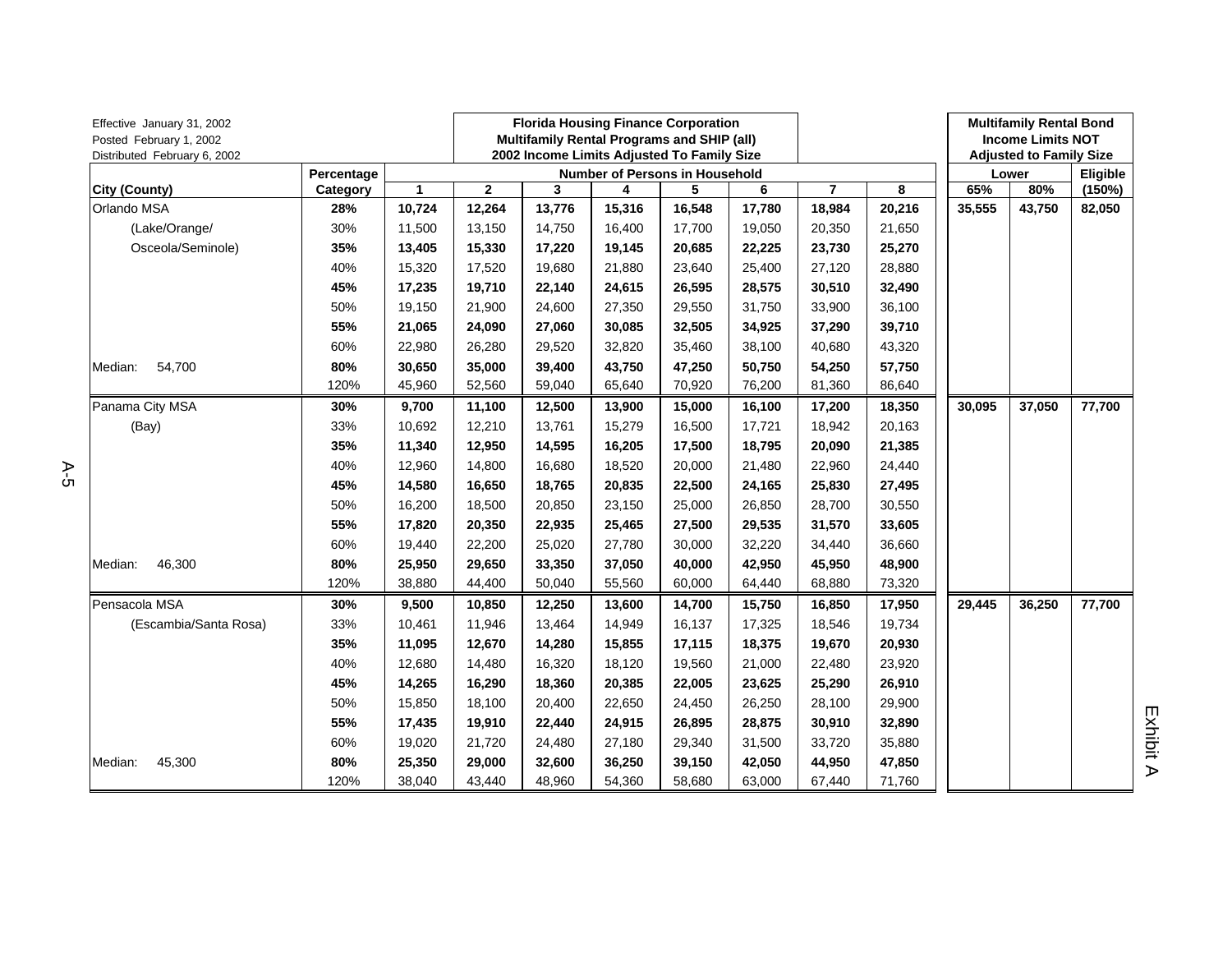Effective January 31, 2002
Posted February 1, 2002
Distributed February 6, 2002

**Florida Housing Finance Corporation**
**Multifamily Rental Programs and SHIP (all)**
**2002 Income Limits Adjusted To Family Size**

**Multifamily Rental Bond Income Limits NOT Adjusted to Family Size**

| | Percentage | Number of Persons in Household | | | | | | | | Lower | | Eligible |
|---|---|---|---|---|---|---|---|---|---|---|---|---|
| **City (County)** | **Category** | **1** | **2** | **3** | **4** | **5** | **6** | **7** | **8** | **65%** | **80%** | **(150%)** |
| Orlando MSA | **28%** | **10,724** | **12,264** | **13,776** | **15,316** | **16,548** | **17,780** | **18,984** | **20,216** | **35,555** | **43,750** | **82,050** |
| (Lake/Orange/ | 30% | 11,500 | 13,150 | 14,750 | 16,400 | 17,700 | 19,050 | 20,350 | 21,650 | | | |
| Osceola/Seminole) | **35%** | **13,405** | **15,330** | **17,220** | **19,145** | **20,685** | **22,225** | **23,730** | **25,270** | | | |
| | 40% | 15,320 | 17,520 | 19,680 | 21,880 | 23,640 | 25,400 | 27,120 | 28,880 | | | |
| | **45%** | **17,235** | **19,710** | **22,140** | **24,615** | **26,595** | **28,575** | **30,510** | **32,490** | | | |
| | 50% | 19,150 | 21,900 | 24,600 | 27,350 | 29,550 | 31,750 | 33,900 | 36,100 | | | |
| | **55%** | **21,065** | **24,090** | **27,060** | **30,085** | **32,505** | **34,925** | **37,290** | **39,710** | | | |
| | 60% | 22,980 | 26,280 | 29,520 | 32,820 | 35,460 | 38,100 | 40,680 | 43,320 | | | |
| Median: 54,700 | **80%** | **30,650** | **35,000** | **39,400** | **43,750** | **47,250** | **50,750** | **54,250** | **57,750** | | | |
| | 120% | 45,960 | 52,560 | 59,040 | 65,640 | 70,920 | 76,200 | 81,360 | 86,640 | | | |
| Panama City MSA | **30%** | **9,700** | **11,100** | **12,500** | **13,900** | **15,000** | **16,100** | **17,200** | **18,350** | **30,095** | **37,050** | **77,700** |
| (Bay) | 33% | 10,692 | 12,210 | 13,761 | 15,279 | 16,500 | 17,721 | 18,942 | 20,163 | | | |
| | **35%** | **11,340** | **12,950** | **14,595** | **16,205** | **17,500** | **18,795** | **20,090** | **21,385** | | | |
| | 40% | 12,960 | 14,800 | 16,680 | 18,520 | 20,000 | 21,480 | 22,960 | 24,440 | | | |
| | **45%** | **14,580** | **16,650** | **18,765** | **20,835** | **22,500** | **24,165** | **25,830** | **27,495** | | | |
| | 50% | 16,200 | 18,500 | 20,850 | 23,150 | 25,000 | 26,850 | 28,700 | 30,550 | | | |
| | **55%** | **17,820** | **20,350** | **22,935** | **25,465** | **27,500** | **29,535** | **31,570** | **33,605** | | | |
| | 60% | 19,440 | 22,200 | 25,020 | 27,780 | 30,000 | 32,220 | 34,440 | 36,660 | | | |
| Median: 46,300 | **80%** | **25,950** | **29,650** | **33,350** | **37,050** | **40,000** | **42,950** | **45,950** | **48,900** | | | |
| | 120% | 38,880 | 44,400 | 50,040 | 55,560 | 60,000 | 64,440 | 68,880 | 73,320 | | | |
| Pensacola MSA | **30%** | **9,500** | **10,850** | **12,250** | **13,600** | **14,700** | **15,750** | **16,850** | **17,950** | **29,445** | **36,250** | **77,700** |
| (Escambia/Santa Rosa) | 33% | 10,461 | 11,946 | 13,464 | 14,949 | 16,137 | 17,325 | 18,546 | 19,734 | | | |
| | **35%** | **11,095** | **12,670** | **14,280** | **15,855** | **17,115** | **18,375** | **19,670** | **20,930** | | | |
| | 40% | 12,680 | 14,480 | 16,320 | 18,120 | 19,560 | 21,000 | 22,480 | 23,920 | | | |
| | **45%** | **14,265** | **16,290** | **18,360** | **20,385** | **22,005** | **23,625** | **25,290** | **26,910** | | | |
| | 50% | 15,850 | 18,100 | 20,400 | 22,650 | 24,450 | 26,250 | 28,100 | 29,900 | | | |
| | **55%** | **17,435** | **19,910** | **22,440** | **24,915** | **26,895** | **28,875** | **30,910** | **32,890** | | | |
| | 60% | 19,020 | 21,720 | 24,480 | 27,180 | 29,340 | 31,500 | 33,720 | 35,880 | | | |
| Median: 45,300 | **80%** | **25,350** | **29,000** | **32,600** | **36,250** | **39,150** | **42,050** | **44,950** | **47,850** | | | |
| | 120% | 38,040 | 43,440 | 48,960 | 54,360 | 58,680 | 63,000 | 67,440 | 71,760 | | | |

Exhibit A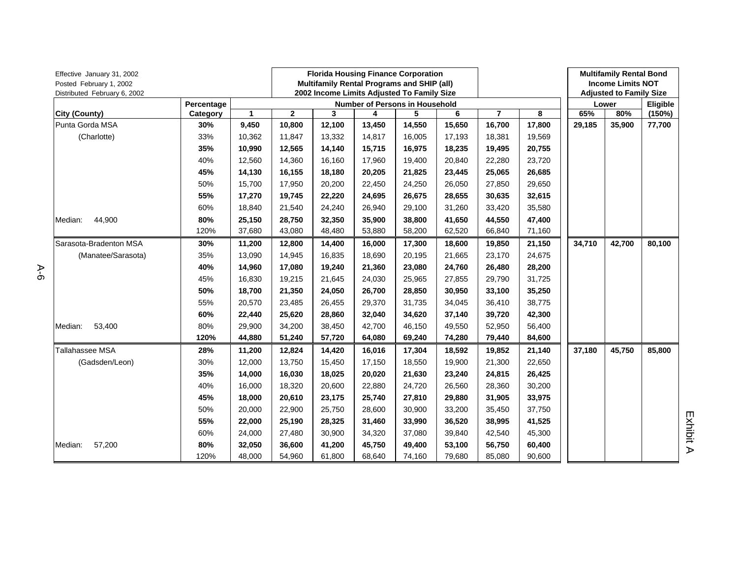Effective January 31, 2002
Posted February 1, 2002
Distributed February 6, 2002

**Florida Housing Finance Corporation**
**Multifamily Rental Programs and SHIP (all)**
**2002 Income Limits Adjusted To Family Size**

**Multifamily Rental Bond Income Limits NOT Adjusted to Family Size**

| City (County) | Percentage Category | 1 | 2 | 3 | 4 | 5 | 6 | 7 | 8 | Lower 65% | Lower 80% | Eligible (150%) |
|---|---|---|---|---|---|---|---|---|---|---|---|---|
| Punta Gorda MSA | **30%** | **9,450** | **10,800** | **12,100** | **13,450** | **14,550** | **15,650** | **16,700** | **17,800** | **29,185** | **35,900** | **77,700** |
| (Charlotte) | 33% | 10,362 | 11,847 | 13,332 | 14,817 | 16,005 | 17,193 | 18,381 | 19,569 | | | |
| | **35%** | **10,990** | **12,565** | **14,140** | **15,715** | **16,975** | **18,235** | **19,495** | **20,755** | | | |
| | 40% | 12,560 | 14,360 | 16,160 | 17,960 | 19,400 | 20,840 | 22,280 | 23,720 | | | |
| | **45%** | **14,130** | **16,155** | **18,180** | **20,205** | **21,825** | **23,445** | **25,065** | **26,685** | | | |
| | 50% | 15,700 | 17,950 | 20,200 | 22,450 | 24,250 | 26,050 | 27,850 | 29,650 | | | |
| | **55%** | **17,270** | **19,745** | **22,220** | **24,695** | **26,675** | **28,655** | **30,635** | **32,615** | | | |
| | 60% | 18,840 | 21,540 | 24,240 | 26,940 | 29,100 | 31,260 | 33,420 | 35,580 | | | |
| Median: 44,900 | **80%** | **25,150** | **28,750** | **32,350** | **35,900** | **38,800** | **41,650** | **44,550** | **47,400** | | | |
| | 120% | 37,680 | 43,080 | 48,480 | 53,880 | 58,200 | 62,520 | 66,840 | 71,160 | | | |
| Sarasota-Bradenton MSA | **30%** | **11,200** | **12,800** | **14,400** | **16,000** | **17,300** | **18,600** | **19,850** | **21,150** | **34,710** | **42,700** | **80,100** |
| (Manatee/Sarasota) | 35% | 13,090 | 14,945 | 16,835 | 18,690 | 20,195 | 21,665 | 23,170 | 24,675 | | | |
| | **40%** | **14,960** | **17,080** | **19,240** | **21,360** | **23,080** | **24,760** | **26,480** | **28,200** | | | |
| | 45% | 16,830 | 19,215 | 21,645 | 24,030 | 25,965 | 27,855 | 29,790 | 31,725 | | | |
| | **50%** | **18,700** | **21,350** | **24,050** | **26,700** | **28,850** | **30,950** | **33,100** | **35,250** | | | |
| | 55% | 20,570 | 23,485 | 26,455 | 29,370 | 31,735 | 34,045 | 36,410 | 38,775 | | | |
| | **60%** | **22,440** | **25,620** | **28,860** | **32,040** | **34,620** | **37,140** | **39,720** | **42,300** | | | |
| Median: 53,400 | 80% | 29,900 | 34,200 | 38,450 | 42,700 | 46,150 | 49,550 | 52,950 | 56,400 | | | |
| | **120%** | **44,880** | **51,240** | **57,720** | **64,080** | **69,240** | **74,280** | **79,440** | **84,600** | | | |
| Tallahassee MSA | **28%** | **11,200** | **12,824** | **14,420** | **16,016** | **17,304** | **18,592** | **19,852** | **21,140** | **37,180** | **45,750** | **85,800** |
| (Gadsden/Leon) | 30% | 12,000 | 13,750 | 15,450 | 17,150 | 18,550 | 19,900 | 21,300 | 22,650 | | | |
| | **35%** | **14,000** | **16,030** | **18,025** | **20,020** | **21,630** | **23,240** | **24,815** | **26,425** | | | |
| | 40% | 16,000 | 18,320 | 20,600 | 22,880 | 24,720 | 26,560 | 28,360 | 30,200 | | | |
| | **45%** | **18,000** | **20,610** | **23,175** | **25,740** | **27,810** | **29,880** | **31,905** | **33,975** | | | |
| | 50% | 20,000 | 22,900 | 25,750 | 28,600 | 30,900 | 33,200 | 35,450 | 37,750 | | | |
| | **55%** | **22,000** | **25,190** | **28,325** | **31,460** | **33,990** | **36,520** | **38,995** | **41,525** | | | |
| | 60% | 24,000 | 27,480 | 30,900 | 34,320 | 37,080 | 39,840 | 42,540 | 45,300 | | | |
| Median: 57,200 | **80%** | **32,050** | **36,600** | **41,200** | **45,750** | **49,400** | **53,100** | **56,750** | **60,400** | | | |
| | 120% | 48,000 | 54,960 | 61,800 | 68,640 | 74,160 | 79,680 | 85,080 | 90,600 | | | |

Exhibit A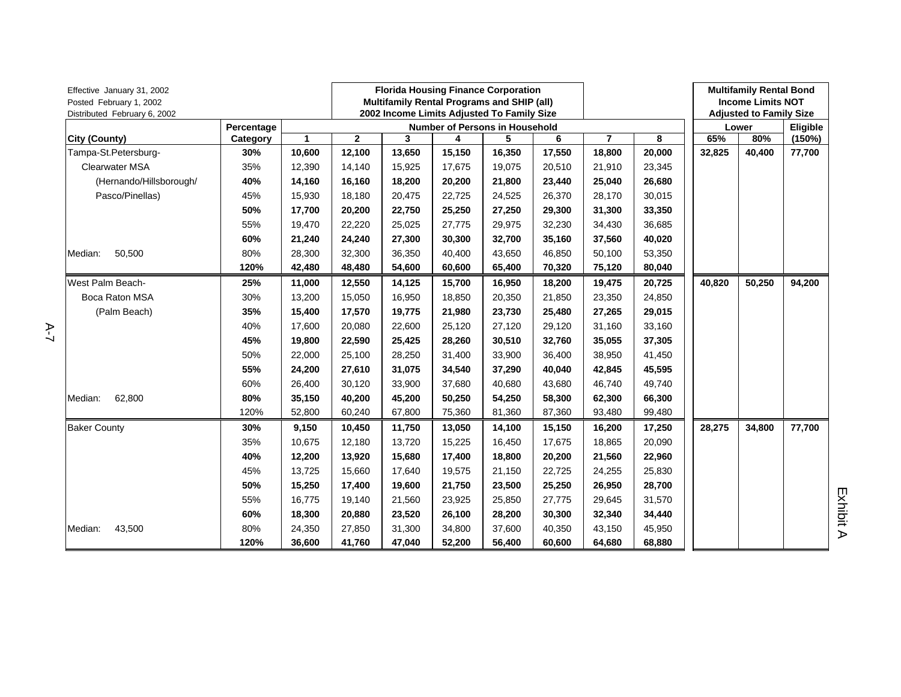Effective January 31, 2002
Posted February 1, 2002
Distributed February 6, 2002

**Florida Housing Finance Corporation**
**Multifamily Rental Programs and SHIP (all)**
**2002 Income Limits Adjusted To Family Size**

**Multifamily Rental Bond Income Limits NOT Adjusted to Family Size**

| City (County) | Percentage Category | 1 | 2 | 3 | 4 | 5 | 6 | 7 | 8 | Lower 65% | Lower 80% | Eligible (150%) |
|---|---|---|---|---|---|---|---|---|---|---|---|---|
| Tampa-St.Petersburg- | **30%** | **10,600** | **12,100** | **13,650** | **15,150** | **16,350** | **17,550** | **18,800** | **20,000** | **32,825** | **40,400** | **77,700** |
| Clearwater MSA | 35% | 12,390 | 14,140 | 15,925 | 17,675 | 19,075 | 20,510 | 21,910 | 23,345 | | | |
| (Hernando/Hillsborough/ | **40%** | **14,160** | **16,160** | **18,200** | **20,200** | **21,800** | **23,440** | **25,040** | **26,680** | | | |
| Pasco/Pinellas) | 45% | 15,930 | 18,180 | 20,475 | 22,725 | 24,525 | 26,370 | 28,170 | 30,015 | | | |
| | **50%** | **17,700** | **20,200** | **22,750** | **25,250** | **27,250** | **29,300** | **31,300** | **33,350** | | | |
| | 55% | 19,470 | 22,220 | 25,025 | 27,775 | 29,975 | 32,230 | 34,430 | 36,685 | | | |
| | **60%** | **21,240** | **24,240** | **27,300** | **30,300** | **32,700** | **35,160** | **37,560** | **40,020** | | | |
| Median: 50,500 | 80% | 28,300 | 32,300 | 36,350 | 40,400 | 43,650 | 46,850 | 50,100 | 53,350 | | | |
| | **120%** | **42,480** | **48,480** | **54,600** | **60,600** | **65,400** | **70,320** | **75,120** | **80,040** | | | |
| West Palm Beach- | **25%** | **11,000** | **12,550** | **14,125** | **15,700** | **16,950** | **18,200** | **19,475** | **20,725** | **40,820** | **50,250** | **94,200** |
| Boca Raton MSA | 30% | 13,200 | 15,050 | 16,950 | 18,850 | 20,350 | 21,850 | 23,350 | 24,850 | | | |
| (Palm Beach) | **35%** | **15,400** | **17,570** | **19,775** | **21,980** | **23,730** | **25,480** | **27,265** | **29,015** | | | |
| | 40% | 17,600 | 20,080 | 22,600 | 25,120 | 27,120 | 29,120 | 31,160 | 33,160 | | | |
| | **45%** | **19,800** | **22,590** | **25,425** | **28,260** | **30,510** | **32,760** | **35,055** | **37,305** | | | |
| | 50% | 22,000 | 25,100 | 28,250 | 31,400 | 33,900 | 36,400 | 38,950 | 41,450 | | | |
| | **55%** | **24,200** | **27,610** | **31,075** | **34,540** | **37,290** | **40,040** | **42,845** | **45,595** | | | |
| | 60% | 26,400 | 30,120 | 33,900 | 37,680 | 40,680 | 43,680 | 46,740 | 49,740 | | | |
| Median: 62,800 | **80%** | **35,150** | **40,200** | **45,200** | **50,250** | **54,250** | **58,300** | **62,300** | **66,300** | | | |
| | 120% | 52,800 | 60,240 | 67,800 | 75,360 | 81,360 | 87,360 | 93,480 | 99,480 | | | |
| Baker County | **30%** | **9,150** | **10,450** | **11,750** | **13,050** | **14,100** | **15,150** | **16,200** | **17,250** | **28,275** | **34,800** | **77,700** |
| | 35% | 10,675 | 12,180 | 13,720 | 15,225 | 16,450 | 17,675 | 18,865 | 20,090 | | | |
| | **40%** | **12,200** | **13,920** | **15,680** | **17,400** | **18,800** | **20,200** | **21,560** | **22,960** | | | |
| | 45% | 13,725 | 15,660 | 17,640 | 19,575 | 21,150 | 22,725 | 24,255 | 25,830 | | | |
| | **50%** | **15,250** | **17,400** | **19,600** | **21,750** | **23,500** | **25,250** | **26,950** | **28,700** | | | |
| | 55% | 16,775 | 19,140 | 21,560 | 23,925 | 25,850 | 27,775 | 29,645 | 31,570 | | | |
| | **60%** | **18,300** | **20,880** | **23,520** | **26,100** | **28,200** | **30,300** | **32,340** | **34,440** | | | |
| Median: 43,500 | 80% | 24,350 | 27,850 | 31,300 | 34,800 | 37,600 | 40,350 | 43,150 | 45,950 | | | |
| | **120%** | **36,600** | **41,760** | **47,040** | **52,200** | **56,400** | **60,600** | **64,680** | **68,880** | | | |

Exhibit A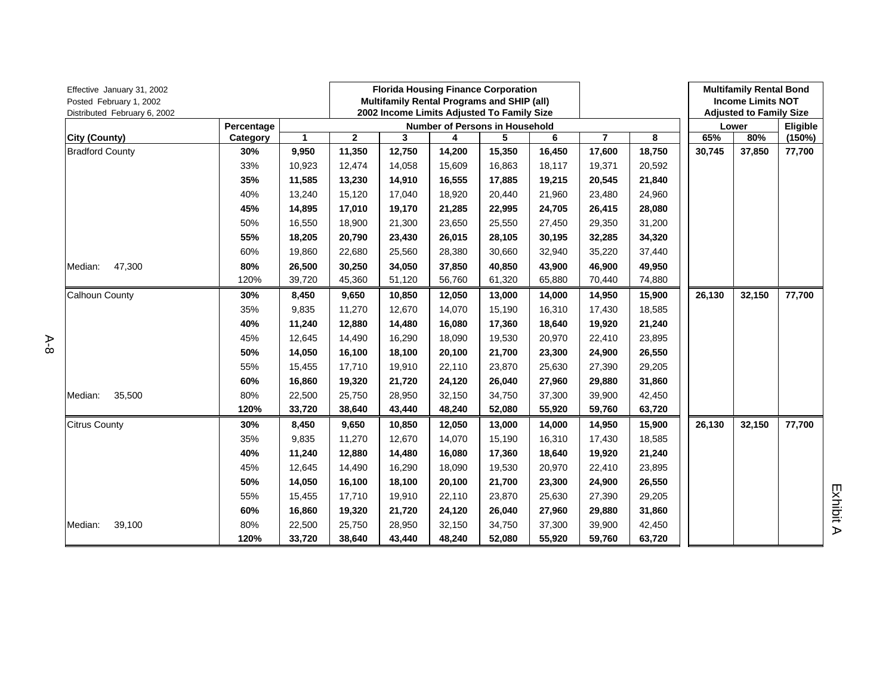Effective January 31, 2002
Posted February 1, 2002
Distributed February 6, 2002

**Florida Housing Finance Corporation**
**Multifamily Rental Programs and SHIP (all)**
**2002 Income Limits Adjusted To Family Size**

| City (County) | Percentage Category | 1 | 2 | 3 | 4 | 5 | 6 | 7 | 8 | Lower 65% | Lower 80% | Eligible (150%) |
|---|---|---|---|---|---|---|---|---|---|---|---|---|
| | | **Number of Persons in Household** | | | | | | | | **Multifamily Rental Bond Income Limits NOT Adjusted to Family Size** | | |
| Bradford County | **30%** | **9,950** | **11,350** | **12,750** | **14,200** | **15,350** | **16,450** | **17,600** | **18,750** | **30,745** | **37,850** | **77,700** |
| | 33% | 10,923 | 12,474 | 14,058 | 15,609 | 16,863 | 18,117 | 19,371 | 20,592 | | | |
| | **35%** | **11,585** | **13,230** | **14,910** | **16,555** | **17,885** | **19,215** | **20,545** | **21,840** | | | |
| | 40% | 13,240 | 15,120 | 17,040 | 18,920 | 20,440 | 21,960 | 23,480 | 24,960 | | | |
| | **45%** | **14,895** | **17,010** | **19,170** | **21,285** | **22,995** | **24,705** | **26,415** | **28,080** | | | |
| | 50% | 16,550 | 18,900 | 21,300 | 23,650 | 25,550 | 27,450 | 29,350 | 31,200 | | | |
| | **55%** | **18,205** | **20,790** | **23,430** | **26,015** | **28,105** | **30,195** | **32,285** | **34,320** | | | |
| | 60% | 19,860 | 22,680 | 25,560 | 28,380 | 30,660 | 32,940 | 35,220 | 37,440 | | | |
| Median: 47,300 | **80%** | **26,500** | **30,250** | **34,050** | **37,850** | **40,850** | **43,900** | **46,900** | **49,950** | | | |
| | 120% | 39,720 | 45,360 | 51,120 | 56,760 | 61,320 | 65,880 | 70,440 | 74,880 | | | |
| Calhoun County | **30%** | **8,450** | **9,650** | **10,850** | **12,050** | **13,000** | **14,000** | **14,950** | **15,900** | **26,130** | **32,150** | **77,700** |
| | 35% | 9,835 | 11,270 | 12,670 | 14,070 | 15,190 | 16,310 | 17,430 | 18,585 | | | |
| | **40%** | **11,240** | **12,880** | **14,480** | **16,080** | **17,360** | **18,640** | **19,920** | **21,240** | | | |
| | 45% | 12,645 | 14,490 | 16,290 | 18,090 | 19,530 | 20,970 | 22,410 | 23,895 | | | |
| | **50%** | **14,050** | **16,100** | **18,100** | **20,100** | **21,700** | **23,300** | **24,900** | **26,550** | | | |
| | 55% | 15,455 | 17,710 | 19,910 | 22,110 | 23,870 | 25,630 | 27,390 | 29,205 | | | |
| | **60%** | **16,860** | **19,320** | **21,720** | **24,120** | **26,040** | **27,960** | **29,880** | **31,860** | | | |
| Median: 35,500 | 80% | 22,500 | 25,750 | 28,950 | 32,150 | 34,750 | 37,300 | 39,900 | 42,450 | | | |
| | **120%** | **33,720** | **38,640** | **43,440** | **48,240** | **52,080** | **55,920** | **59,760** | **63,720** | | | |
| Citrus County | **30%** | **8,450** | **9,650** | **10,850** | **12,050** | **13,000** | **14,000** | **14,950** | **15,900** | **26,130** | **32,150** | **77,700** |
| | 35% | 9,835 | 11,270 | 12,670 | 14,070 | 15,190 | 16,310 | 17,430 | 18,585 | | | |
| | **40%** | **11,240** | **12,880** | **14,480** | **16,080** | **17,360** | **18,640** | **19,920** | **21,240** | | | |
| | 45% | 12,645 | 14,490 | 16,290 | 18,090 | 19,530 | 20,970 | 22,410 | 23,895 | | | |
| | **50%** | **14,050** | **16,100** | **18,100** | **20,100** | **21,700** | **23,300** | **24,900** | **26,550** | | | |
| | 55% | 15,455 | 17,710 | 19,910 | 22,110 | 23,870 | 25,630 | 27,390 | 29,205 | | | |
| | **60%** | **16,860** | **19,320** | **21,720** | **24,120** | **26,040** | **27,960** | **29,880** | **31,860** | | | |
| Median: 39,100 | 80% | 22,500 | 25,750 | 28,950 | 32,150 | 34,750 | 37,300 | 39,900 | 42,450 | | | |
| | **120%** | **33,720** | **38,640** | **43,440** | **48,240** | **52,080** | **55,920** | **59,760** | **63,720** | | | |

Exhibit A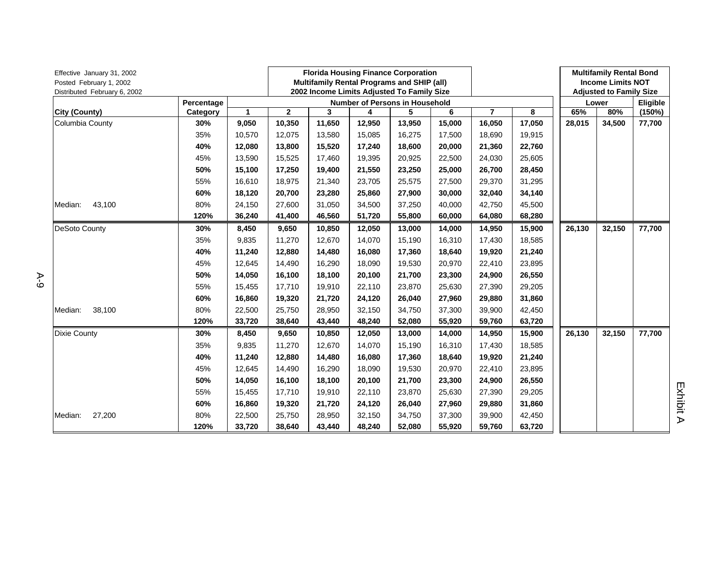Effective January 31, 2002
Posted February 1, 2002
Distributed February 6, 2002

**Florida Housing Finance Corporation**
**Multifamily Rental Programs and SHIP (all)**
**2002 Income Limits Adjusted To Family Size**

**Multifamily Rental Bond Income Limits NOT Adjusted to Family Size**

| City (County) | Percentage Category | 1 | 2 | 3 | 4 | 5 | 6 | 7 | 8 | Lower 65% | Lower 80% | Eligible (150%) |
|---|---|---|---|---|---|---|---|---|---|---|---|---|
| Columbia County | **30%** | **9,050** | **10,350** | **11,650** | **12,950** | **13,950** | **15,000** | **16,050** | **17,050** | **28,015** | **34,500** | **77,700** |
| | 35% | 10,570 | 12,075 | 13,580 | 15,085 | 16,275 | 17,500 | 18,690 | 19,915 | | | |
| | **40%** | **12,080** | **13,800** | **15,520** | **17,240** | **18,600** | **20,000** | **21,360** | **22,760** | | | |
| | 45% | 13,590 | 15,525 | 17,460 | 19,395 | 20,925 | 22,500 | 24,030 | 25,605 | | | |
| | **50%** | **15,100** | **17,250** | **19,400** | **21,550** | **23,250** | **25,000** | **26,700** | **28,450** | | | |
| | 55% | 16,610 | 18,975 | 21,340 | 23,705 | 25,575 | 27,500 | 29,370 | 31,295 | | | |
| | **60%** | **18,120** | **20,700** | **23,280** | **25,860** | **27,900** | **30,000** | **32,040** | **34,140** | | | |
| Median: 43,100 | 80% | 24,150 | 27,600 | 31,050 | 34,500 | 37,250 | 40,000 | 42,750 | 45,500 | | | |
| | **120%** | **36,240** | **41,400** | **46,560** | **51,720** | **55,800** | **60,000** | **64,080** | **68,280** | | | |
| DeSoto County | **30%** | **8,450** | **9,650** | **10,850** | **12,050** | **13,000** | **14,000** | **14,950** | **15,900** | **26,130** | **32,150** | **77,700** |
| | 35% | 9,835 | 11,270 | 12,670 | 14,070 | 15,190 | 16,310 | 17,430 | 18,585 | | | |
| | **40%** | **11,240** | **12,880** | **14,480** | **16,080** | **17,360** | **18,640** | **19,920** | **21,240** | | | |
| | 45% | 12,645 | 14,490 | 16,290 | 18,090 | 19,530 | 20,970 | 22,410 | 23,895 | | | |
| | **50%** | **14,050** | **16,100** | **18,100** | **20,100** | **21,700** | **23,300** | **24,900** | **26,550** | | | |
| | 55% | 15,455 | 17,710 | 19,910 | 22,110 | 23,870 | 25,630 | 27,390 | 29,205 | | | |
| | **60%** | **16,860** | **19,320** | **21,720** | **24,120** | **26,040** | **27,960** | **29,880** | **31,860** | | | |
| Median: 38,100 | 80% | 22,500 | 25,750 | 28,950 | 32,150 | 34,750 | 37,300 | 39,900 | 42,450 | | | |
| | **120%** | **33,720** | **38,640** | **43,440** | **48,240** | **52,080** | **55,920** | **59,760** | **63,720** | | | |
| Dixie County | **30%** | **8,450** | **9,650** | **10,850** | **12,050** | **13,000** | **14,000** | **14,950** | **15,900** | **26,130** | **32,150** | **77,700** |
| | 35% | 9,835 | 11,270 | 12,670 | 14,070 | 15,190 | 16,310 | 17,430 | 18,585 | | | |
| | **40%** | **11,240** | **12,880** | **14,480** | **16,080** | **17,360** | **18,640** | **19,920** | **21,240** | | | |
| | 45% | 12,645 | 14,490 | 16,290 | 18,090 | 19,530 | 20,970 | 22,410 | 23,895 | | | |
| | **50%** | **14,050** | **16,100** | **18,100** | **20,100** | **21,700** | **23,300** | **24,900** | **26,550** | | | |
| | 55% | 15,455 | 17,710 | 19,910 | 22,110 | 23,870 | 25,630 | 27,390 | 29,205 | | | |
| | **60%** | **16,860** | **19,320** | **21,720** | **24,120** | **26,040** | **27,960** | **29,880** | **31,860** | | | |
| Median: 27,200 | 80% | 22,500 | 25,750 | 28,950 | 32,150 | 34,750 | 37,300 | 39,900 | 42,450 | | | |
| | **120%** | **33,720** | **38,640** | **43,440** | **48,240** | **52,080** | **55,920** | **59,760** | **63,720** | | | |

Exhibit A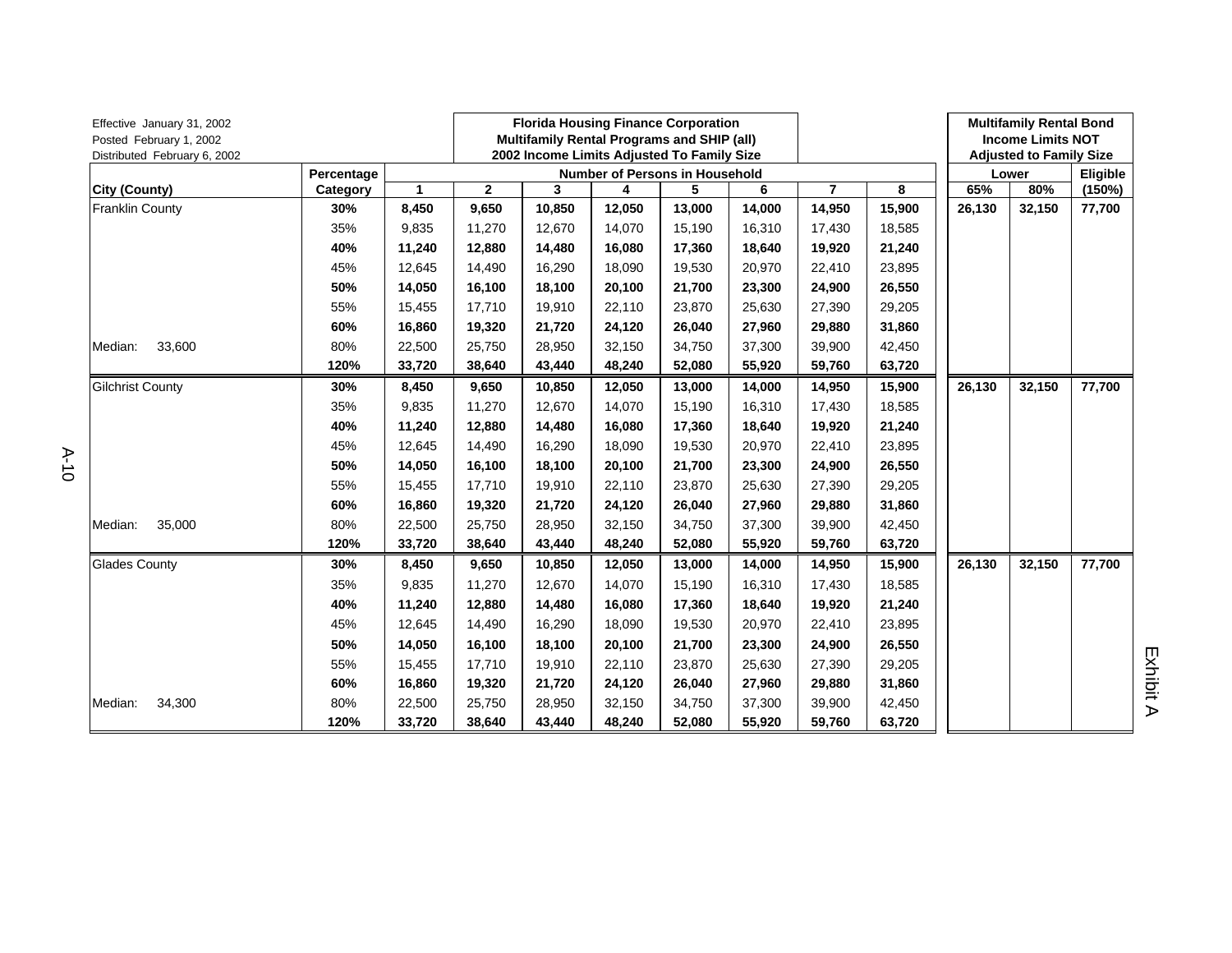Effective January 31, 2002
Posted February 1, 2002
Distributed February 6, 2002

**Florida Housing Finance Corporation**
**Multifamily Rental Programs and SHIP (all)**
**2002 Income Limits Adjusted To Family Size**

**Multifamily Rental Bond Income Limits NOT Adjusted to Family Size**

| City (County) | Percentage Category | 1 | 2 | 3 | 4 | 5 | 6 | 7 | 8 | Lower 65% | Lower 80% | Eligible (150%) |
|---|---|---|---|---|---|---|---|---|---|---|---|---|
| Franklin County | **30%** | **8,450** | **9,650** | **10,850** | **12,050** | **13,000** | **14,000** | **14,950** | **15,900** | **26,130** | **32,150** | **77,700** |
| | 35% | 9,835 | 11,270 | 12,670 | 14,070 | 15,190 | 16,310 | 17,430 | 18,585 | | | |
| | **40%** | **11,240** | **12,880** | **14,480** | **16,080** | **17,360** | **18,640** | **19,920** | **21,240** | | | |
| | 45% | 12,645 | 14,490 | 16,290 | 18,090 | 19,530 | 20,970 | 22,410 | 23,895 | | | |
| | **50%** | **14,050** | **16,100** | **18,100** | **20,100** | **21,700** | **23,300** | **24,900** | **26,550** | | | |
| | 55% | 15,455 | 17,710 | 19,910 | 22,110 | 23,870 | 25,630 | 27,390 | 29,205 | | | |
| | **60%** | **16,860** | **19,320** | **21,720** | **24,120** | **26,040** | **27,960** | **29,880** | **31,860** | | | |
| Median: 33,600 | 80% | 22,500 | 25,750 | 28,950 | 32,150 | 34,750 | 37,300 | 39,900 | 42,450 | | | |
| | **120%** | **33,720** | **38,640** | **43,440** | **48,240** | **52,080** | **55,920** | **59,760** | **63,720** | | | |
| Gilchrist County | **30%** | **8,450** | **9,650** | **10,850** | **12,050** | **13,000** | **14,000** | **14,950** | **15,900** | **26,130** | **32,150** | **77,700** |
| | 35% | 9,835 | 11,270 | 12,670 | 14,070 | 15,190 | 16,310 | 17,430 | 18,585 | | | |
| | **40%** | **11,240** | **12,880** | **14,480** | **16,080** | **17,360** | **18,640** | **19,920** | **21,240** | | | |
| | 45% | 12,645 | 14,490 | 16,290 | 18,090 | 19,530 | 20,970 | 22,410 | 23,895 | | | |
| | **50%** | **14,050** | **16,100** | **18,100** | **20,100** | **21,700** | **23,300** | **24,900** | **26,550** | | | |
| | 55% | 15,455 | 17,710 | 19,910 | 22,110 | 23,870 | 25,630 | 27,390 | 29,205 | | | |
| | **60%** | **16,860** | **19,320** | **21,720** | **24,120** | **26,040** | **27,960** | **29,880** | **31,860** | | | |
| Median: 35,000 | 80% | 22,500 | 25,750 | 28,950 | 32,150 | 34,750 | 37,300 | 39,900 | 42,450 | | | |
| | **120%** | **33,720** | **38,640** | **43,440** | **48,240** | **52,080** | **55,920** | **59,760** | **63,720** | | | |
| Glades County | **30%** | **8,450** | **9,650** | **10,850** | **12,050** | **13,000** | **14,000** | **14,950** | **15,900** | **26,130** | **32,150** | **77,700** |
| | 35% | 9,835 | 11,270 | 12,670 | 14,070 | 15,190 | 16,310 | 17,430 | 18,585 | | | |
| | **40%** | **11,240** | **12,880** | **14,480** | **16,080** | **17,360** | **18,640** | **19,920** | **21,240** | | | |
| | 45% | 12,645 | 14,490 | 16,290 | 18,090 | 19,530 | 20,970 | 22,410 | 23,895 | | | |
| | **50%** | **14,050** | **16,100** | **18,100** | **20,100** | **21,700** | **23,300** | **24,900** | **26,550** | | | |
| | 55% | 15,455 | 17,710 | 19,910 | 22,110 | 23,870 | 25,630 | 27,390 | 29,205 | | | |
| | **60%** | **16,860** | **19,320** | **21,720** | **24,120** | **26,040** | **27,960** | **29,880** | **31,860** | | | |
| Median: 34,300 | 80% | 22,500 | 25,750 | 28,950 | 32,150 | 34,750 | 37,300 | 39,900 | 42,450 | | | |
| | **120%** | **33,720** | **38,640** | **43,440** | **48,240** | **52,080** | **55,920** | **59,760** | **63,720** | | | |

Exhibit A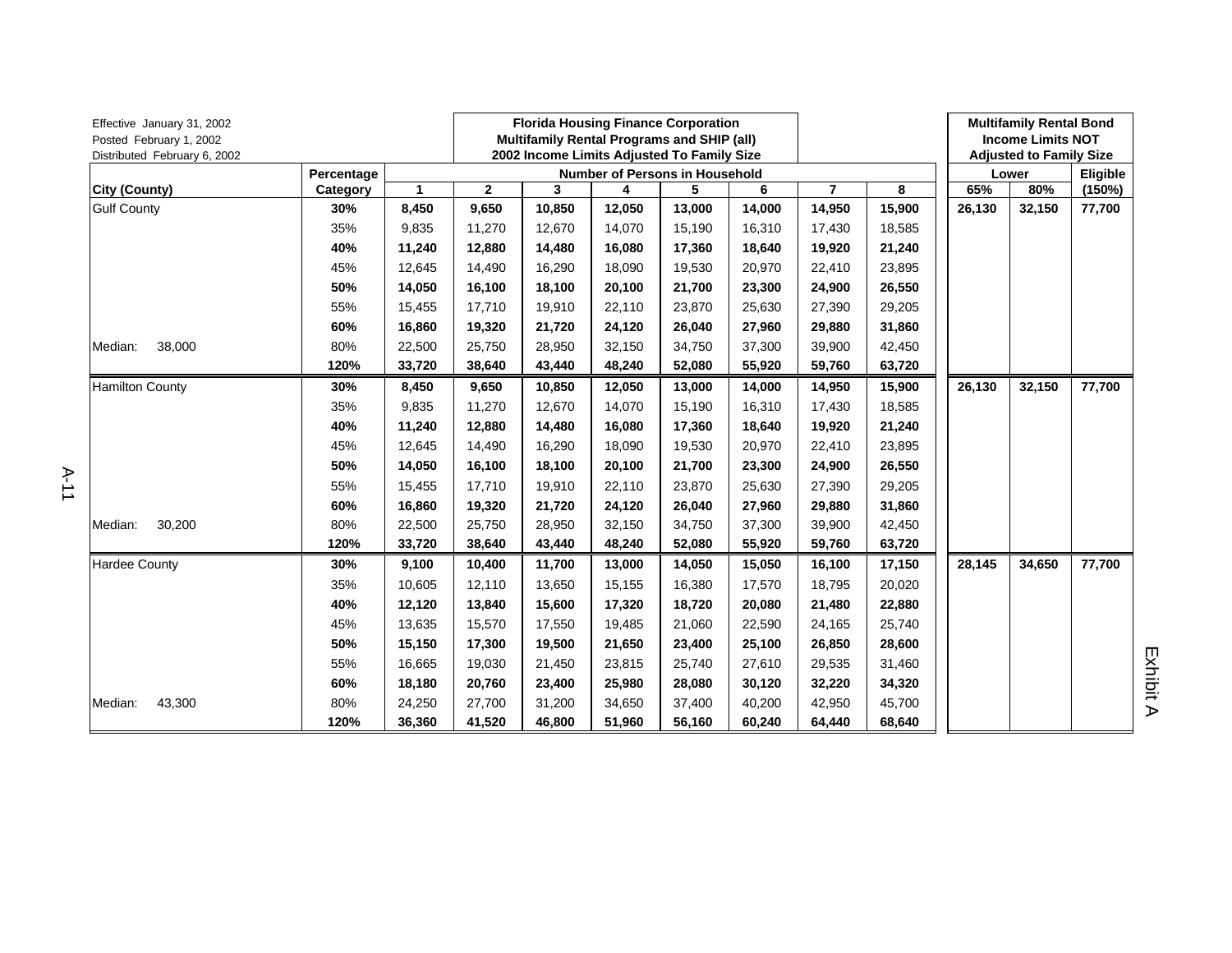Effective January 31, 2002
Posted February 1, 2002
Distributed February 6, 2002

**Florida Housing Finance Corporation**
**Multifamily Rental Programs and SHIP (all)**
**2002 Income Limits Adjusted To Family Size**

**Multifamily Rental Bond Income Limits NOT Adjusted to Family Size**

| City (County) | Percentage Category | 1 | 2 | 3 | 4 | 5 | 6 | 7 | 8 | Lower 65% | Lower 80% | Eligible (150%) |
|---|---|---|---|---|---|---|---|---|---|---|---|---|
| Gulf County | **30%** | **8,450** | **9,650** | **10,850** | **12,050** | **13,000** | **14,000** | **14,950** | **15,900** | **26,130** | **32,150** | **77,700** |
| | 35% | 9,835 | 11,270 | 12,670 | 14,070 | 15,190 | 16,310 | 17,430 | 18,585 | | | |
| | **40%** | **11,240** | **12,880** | **14,480** | **16,080** | **17,360** | **18,640** | **19,920** | **21,240** | | | |
| | 45% | 12,645 | 14,490 | 16,290 | 18,090 | 19,530 | 20,970 | 22,410 | 23,895 | | | |
| | **50%** | **14,050** | **16,100** | **18,100** | **20,100** | **21,700** | **23,300** | **24,900** | **26,550** | | | |
| | 55% | 15,455 | 17,710 | 19,910 | 22,110 | 23,870 | 25,630 | 27,390 | 29,205 | | | |
| | **60%** | **16,860** | **19,320** | **21,720** | **24,120** | **26,040** | **27,960** | **29,880** | **31,860** | | | |
| Median: 38,000 | 80% | 22,500 | 25,750 | 28,950 | 32,150 | 34,750 | 37,300 | 39,900 | 42,450 | | | |
| | **120%** | **33,720** | **38,640** | **43,440** | **48,240** | **52,080** | **55,920** | **59,760** | **63,720** | | | |
| Hamilton County | **30%** | **8,450** | **9,650** | **10,850** | **12,050** | **13,000** | **14,000** | **14,950** | **15,900** | **26,130** | **32,150** | **77,700** |
| | 35% | 9,835 | 11,270 | 12,670 | 14,070 | 15,190 | 16,310 | 17,430 | 18,585 | | | |
| | **40%** | **11,240** | **12,880** | **14,480** | **16,080** | **17,360** | **18,640** | **19,920** | **21,240** | | | |
| | 45% | 12,645 | 14,490 | 16,290 | 18,090 | 19,530 | 20,970 | 22,410 | 23,895 | | | |
| | **50%** | **14,050** | **16,100** | **18,100** | **20,100** | **21,700** | **23,300** | **24,900** | **26,550** | | | |
| | 55% | 15,455 | 17,710 | 19,910 | 22,110 | 23,870 | 25,630 | 27,390 | 29,205 | | | |
| | **60%** | **16,860** | **19,320** | **21,720** | **24,120** | **26,040** | **27,960** | **29,880** | **31,860** | | | |
| Median: 30,200 | 80% | 22,500 | 25,750 | 28,950 | 32,150 | 34,750 | 37,300 | 39,900 | 42,450 | | | |
| | **120%** | **33,720** | **38,640** | **43,440** | **48,240** | **52,080** | **55,920** | **59,760** | **63,720** | | | |
| Hardee County | **30%** | **9,100** | **10,400** | **11,700** | **13,000** | **14,050** | **15,050** | **16,100** | **17,150** | **28,145** | **34,650** | **77,700** |
| | 35% | 10,605 | 12,110 | 13,650 | 15,155 | 16,380 | 17,570 | 18,795 | 20,020 | | | |
| | **40%** | **12,120** | **13,840** | **15,600** | **17,320** | **18,720** | **20,080** | **21,480** | **22,880** | | | |
| | 45% | 13,635 | 15,570 | 17,550 | 19,485 | 21,060 | 22,590 | 24,165 | 25,740 | | | |
| | **50%** | **15,150** | **17,300** | **19,500** | **21,650** | **23,400** | **25,100** | **26,850** | **28,600** | | | |
| | 55% | 16,665 | 19,030 | 21,450 | 23,815 | 25,740 | 27,610 | 29,535 | 31,460 | | | |
| | **60%** | **18,180** | **20,760** | **23,400** | **25,980** | **28,080** | **30,120** | **32,220** | **34,320** | | | |
| Median: 43,300 | 80% | 24,250 | 27,700 | 31,200 | 34,650 | 37,400 | 40,200 | 42,950 | 45,700 | | | |
| | **120%** | **36,360** | **41,520** | **46,800** | **51,960** | **56,160** | **60,240** | **64,440** | **68,640** | | | |

Exhibit A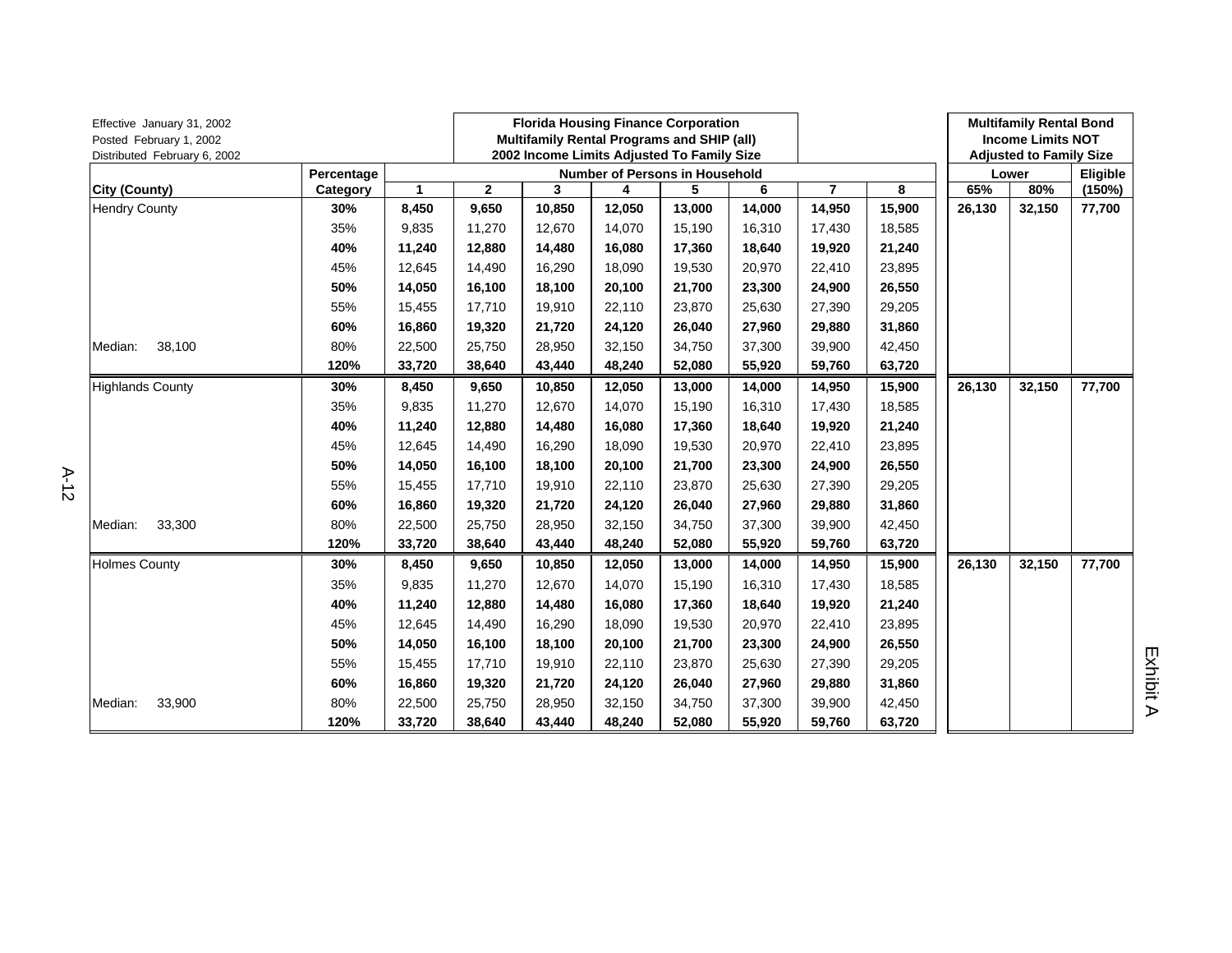Effective January 31, 2002
Posted February 1, 2002
Distributed February 6, 2002

**Florida Housing Finance Corporation**
**Multifamily Rental Programs and SHIP (all)**
**2002 Income Limits Adjusted To Family Size**

**Multifamily Rental Bond Income Limits NOT Adjusted to Family Size**

| City (County) | Percentage Category | Number of Persons in Household | | | | | | | | Lower | | Eligible |
|---|---|---|---|---|---|---|---|---|---|---|---|---|
| | | 1 | 2 | 3 | 4 | 5 | 6 | 7 | 8 | 65% | 80% | (150%) |
| Hendry County | **30%** | **8,450** | **9,650** | **10,850** | **12,050** | **13,000** | **14,000** | **14,950** | **15,900** | **26,130** | **32,150** | **77,700** |
| | 35% | 9,835 | 11,270 | 12,670 | 14,070 | 15,190 | 16,310 | 17,430 | 18,585 | | | |
| | **40%** | **11,240** | **12,880** | **14,480** | **16,080** | **17,360** | **18,640** | **19,920** | **21,240** | | | |
| | 45% | 12,645 | 14,490 | 16,290 | 18,090 | 19,530 | 20,970 | 22,410 | 23,895 | | | |
| | **50%** | **14,050** | **16,100** | **18,100** | **20,100** | **21,700** | **23,300** | **24,900** | **26,550** | | | |
| | 55% | 15,455 | 17,710 | 19,910 | 22,110 | 23,870 | 25,630 | 27,390 | 29,205 | | | |
| | **60%** | **16,860** | **19,320** | **21,720** | **24,120** | **26,040** | **27,960** | **29,880** | **31,860** | | | |
| Median: 38,100 | 80% | 22,500 | 25,750 | 28,950 | 32,150 | 34,750 | 37,300 | 39,900 | 42,450 | | | |
| | **120%** | **33,720** | **38,640** | **43,440** | **48,240** | **52,080** | **55,920** | **59,760** | **63,720** | | | |
| Highlands County | **30%** | **8,450** | **9,650** | **10,850** | **12,050** | **13,000** | **14,000** | **14,950** | **15,900** | **26,130** | **32,150** | **77,700** |
| | 35% | 9,835 | 11,270 | 12,670 | 14,070 | 15,190 | 16,310 | 17,430 | 18,585 | | | |
| | **40%** | **11,240** | **12,880** | **14,480** | **16,080** | **17,360** | **18,640** | **19,920** | **21,240** | | | |
| | 45% | 12,645 | 14,490 | 16,290 | 18,090 | 19,530 | 20,970 | 22,410 | 23,895 | | | |
| | **50%** | **14,050** | **16,100** | **18,100** | **20,100** | **21,700** | **23,300** | **24,900** | **26,550** | | | |
| | 55% | 15,455 | 17,710 | 19,910 | 22,110 | 23,870 | 25,630 | 27,390 | 29,205 | | | |
| | **60%** | **16,860** | **19,320** | **21,720** | **24,120** | **26,040** | **27,960** | **29,880** | **31,860** | | | |
| Median: 33,300 | 80% | 22,500 | 25,750 | 28,950 | 32,150 | 34,750 | 37,300 | 39,900 | 42,450 | | | |
| | **120%** | **33,720** | **38,640** | **43,440** | **48,240** | **52,080** | **55,920** | **59,760** | **63,720** | | | |
| Holmes County | **30%** | **8,450** | **9,650** | **10,850** | **12,050** | **13,000** | **14,000** | **14,950** | **15,900** | **26,130** | **32,150** | **77,700** |
| | 35% | 9,835 | 11,270 | 12,670 | 14,070 | 15,190 | 16,310 | 17,430 | 18,585 | | | |
| | **40%** | **11,240** | **12,880** | **14,480** | **16,080** | **17,360** | **18,640** | **19,920** | **21,240** | | | |
| | 45% | 12,645 | 14,490 | 16,290 | 18,090 | 19,530 | 20,970 | 22,410 | 23,895 | | | |
| | **50%** | **14,050** | **16,100** | **18,100** | **20,100** | **21,700** | **23,300** | **24,900** | **26,550** | | | |
| | 55% | 15,455 | 17,710 | 19,910 | 22,110 | 23,870 | 25,630 | 27,390 | 29,205 | | | |
| | **60%** | **16,860** | **19,320** | **21,720** | **24,120** | **26,040** | **27,960** | **29,880** | **31,860** | | | |
| Median: 33,900 | 80% | 22,500 | 25,750 | 28,950 | 32,150 | 34,750 | 37,300 | 39,900 | 42,450 | | | |
| | **120%** | **33,720** | **38,640** | **43,440** | **48,240** | **52,080** | **55,920** | **59,760** | **63,720** | | | |

Exhibit A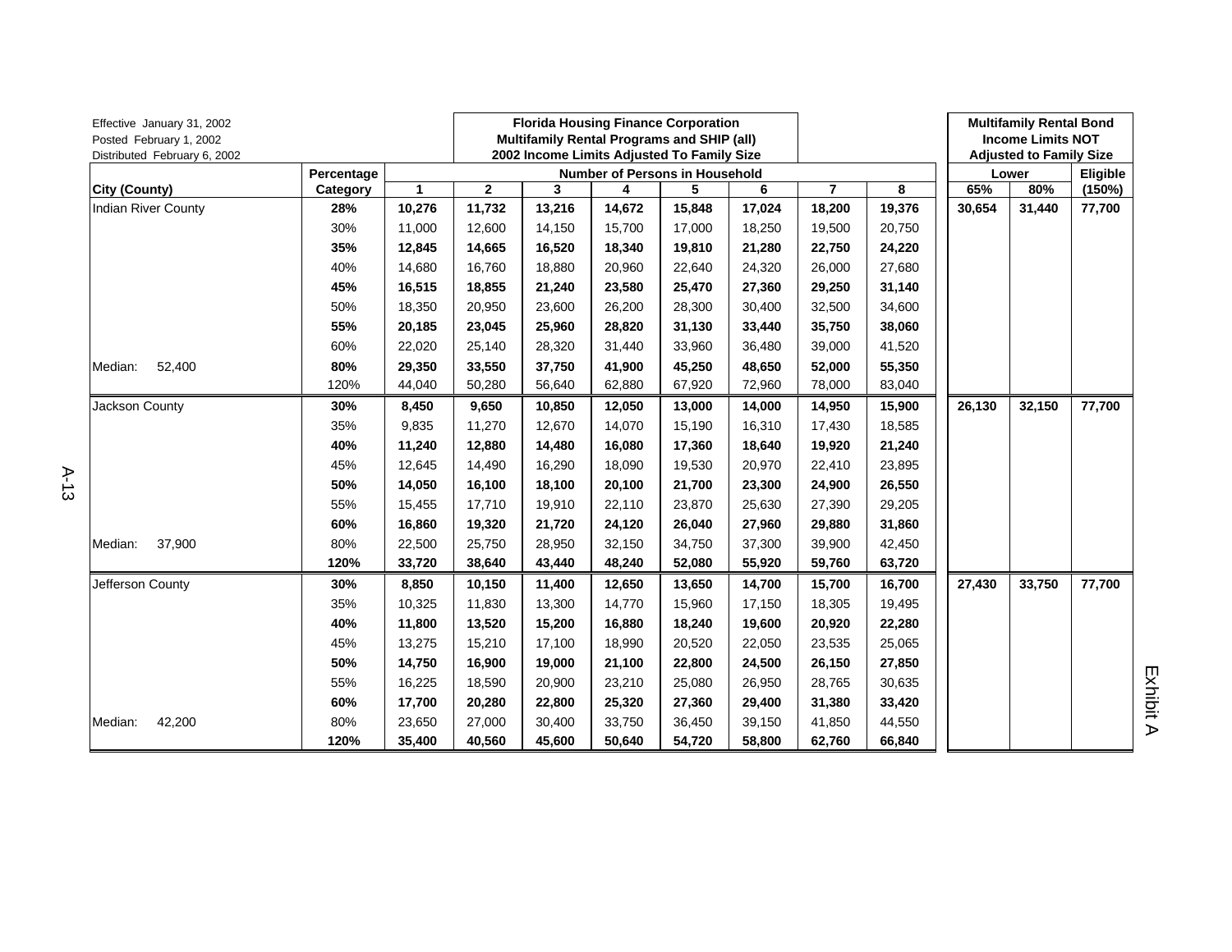Effective January 31, 2002
Posted February 1, 2002
Distributed February 6, 2002

**Florida Housing Finance Corporation**
**Multifamily Rental Programs and SHIP (all)**
**2002 Income Limits Adjusted To Family Size**

**Multifamily Rental Bond Income Limits NOT Adjusted to Family Size**

| City (County) | Percentage Category | Number of Persons in Household: 1 | 2 | 3 | 4 | 5 | 6 | 7 | 8 | Lower 65% | Lower 80% | Eligible (150%) |
|---|---|---|---|---|---|---|---|---|---|---|---|---|
| Indian River County | **28%** | **10,276** | **11,732** | **13,216** | **14,672** | **15,848** | **17,024** | **18,200** | **19,376** | **30,654** | **31,440** | **77,700** |
| | 30% | 11,000 | 12,600 | 14,150 | 15,700 | 17,000 | 18,250 | 19,500 | 20,750 | | | |
| | **35%** | **12,845** | **14,665** | **16,520** | **18,340** | **19,810** | **21,280** | **22,750** | **24,220** | | | |
| | 40% | 14,680 | 16,760 | 18,880 | 20,960 | 22,640 | 24,320 | 26,000 | 27,680 | | | |
| | **45%** | **16,515** | **18,855** | **21,240** | **23,580** | **25,470** | **27,360** | **29,250** | **31,140** | | | |
| | 50% | 18,350 | 20,950 | 23,600 | 26,200 | 28,300 | 30,400 | 32,500 | 34,600 | | | |
| | **55%** | **20,185** | **23,045** | **25,960** | **28,820** | **31,130** | **33,440** | **35,750** | **38,060** | | | |
| | 60% | 22,020 | 25,140 | 28,320 | 31,440 | 33,960 | 36,480 | 39,000 | 41,520 | | | |
| Median: 52,400 | **80%** | **29,350** | **33,550** | **37,750** | **41,900** | **45,250** | **48,650** | **52,000** | **55,350** | | | |
| | 120% | 44,040 | 50,280 | 56,640 | 62,880 | 67,920 | 72,960 | 78,000 | 83,040 | | | |
| Jackson County | **30%** | **8,450** | **9,650** | **10,850** | **12,050** | **13,000** | **14,000** | **14,950** | **15,900** | **26,130** | **32,150** | **77,700** |
| | 35% | 9,835 | 11,270 | 12,670 | 14,070 | 15,190 | 16,310 | 17,430 | 18,585 | | | |
| | **40%** | **11,240** | **12,880** | **14,480** | **16,080** | **17,360** | **18,640** | **19,920** | **21,240** | | | |
| | 45% | 12,645 | 14,490 | 16,290 | 18,090 | 19,530 | 20,970 | 22,410 | 23,895 | | | |
| | **50%** | **14,050** | **16,100** | **18,100** | **20,100** | **21,700** | **23,300** | **24,900** | **26,550** | | | |
| | 55% | 15,455 | 17,710 | 19,910 | 22,110 | 23,870 | 25,630 | 27,390 | 29,205 | | | |
| | **60%** | **16,860** | **19,320** | **21,720** | **24,120** | **26,040** | **27,960** | **29,880** | **31,860** | | | |
| Median: 37,900 | 80% | 22,500 | 25,750 | 28,950 | 32,150 | 34,750 | 37,300 | 39,900 | 42,450 | | | |
| | **120%** | **33,720** | **38,640** | **43,440** | **48,240** | **52,080** | **55,920** | **59,760** | **63,720** | | | |
| Jefferson County | **30%** | **8,850** | **10,150** | **11,400** | **12,650** | **13,650** | **14,700** | **15,700** | **16,700** | **27,430** | **33,750** | **77,700** |
| | 35% | 10,325 | 11,830 | 13,300 | 14,770 | 15,960 | 17,150 | 18,305 | 19,495 | | | |
| | **40%** | **11,800** | **13,520** | **15,200** | **16,880** | **18,240** | **19,600** | **20,920** | **22,280** | | | |
| | 45% | 13,275 | 15,210 | 17,100 | 18,990 | 20,520 | 22,050 | 23,535 | 25,065 | | | |
| | **50%** | **14,750** | **16,900** | **19,000** | **21,100** | **22,800** | **24,500** | **26,150** | **27,850** | | | |
| | 55% | 16,225 | 18,590 | 20,900 | 23,210 | 25,080 | 26,950 | 28,765 | 30,635 | | | |
| | **60%** | **17,700** | **20,280** | **22,800** | **25,320** | **27,360** | **29,400** | **31,380** | **33,420** | | | |
| Median: 42,200 | 80% | 23,650 | 27,000 | 30,400 | 33,750 | 36,450 | 39,150 | 41,850 | 44,550 | | | |
| | **120%** | **35,400** | **40,560** | **45,600** | **50,640** | **54,720** | **58,800** | **62,760** | **66,840** | | | |

Exhibit A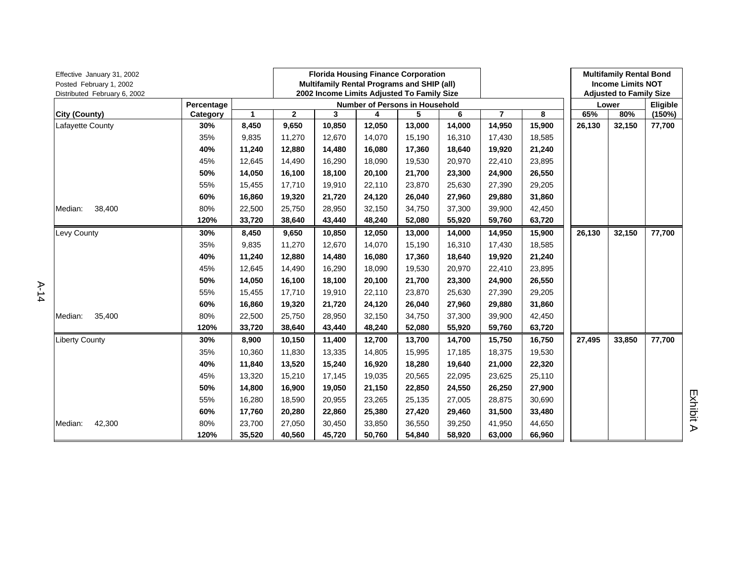Effective January 31, 2002
Posted February 1, 2002
Distributed February 6, 2002

**Florida Housing Finance Corporation**
**Multifamily Rental Programs and SHIP (all)**
**2002 Income Limits Adjusted To Family Size**

**Multifamily Rental Bond Income Limits NOT Adjusted to Family Size**

| City (County) | Percentage Category | 1 | 2 | 3 | 4 | 5 | 6 | 7 | 8 | Lower 65% | Lower 80% | Eligible (150%) |
|---|---|---|---|---|---|---|---|---|---|---|---|---|
| | | Number of Persons in Household | | | | | | | | | | |
| Lafayette County | **30%** | **8,450** | **9,650** | **10,850** | **12,050** | **13,000** | **14,000** | **14,950** | **15,900** | **26,130** | **32,150** | **77,700** |
| | 35% | 9,835 | 11,270 | 12,670 | 14,070 | 15,190 | 16,310 | 17,430 | 18,585 | | | |
| | **40%** | **11,240** | **12,880** | **14,480** | **16,080** | **17,360** | **18,640** | **19,920** | **21,240** | | | |
| | 45% | 12,645 | 14,490 | 16,290 | 18,090 | 19,530 | 20,970 | 22,410 | 23,895 | | | |
| | **50%** | **14,050** | **16,100** | **18,100** | **20,100** | **21,700** | **23,300** | **24,900** | **26,550** | | | |
| | 55% | 15,455 | 17,710 | 19,910 | 22,110 | 23,870 | 25,630 | 27,390 | 29,205 | | | |
| | **60%** | **16,860** | **19,320** | **21,720** | **24,120** | **26,040** | **27,960** | **29,880** | **31,860** | | | |
| Median: 38,400 | 80% | 22,500 | 25,750 | 28,950 | 32,150 | 34,750 | 37,300 | 39,900 | 42,450 | | | |
| | **120%** | **33,720** | **38,640** | **43,440** | **48,240** | **52,080** | **55,920** | **59,760** | **63,720** | | | |
| Levy County | **30%** | **8,450** | **9,650** | **10,850** | **12,050** | **13,000** | **14,000** | **14,950** | **15,900** | **26,130** | **32,150** | **77,700** |
| | 35% | 9,835 | 11,270 | 12,670 | 14,070 | 15,190 | 16,310 | 17,430 | 18,585 | | | |
| | **40%** | **11,240** | **12,880** | **14,480** | **16,080** | **17,360** | **18,640** | **19,920** | **21,240** | | | |
| | 45% | 12,645 | 14,490 | 16,290 | 18,090 | 19,530 | 20,970 | 22,410 | 23,895 | | | |
| | **50%** | **14,050** | **16,100** | **18,100** | **20,100** | **21,700** | **23,300** | **24,900** | **26,550** | | | |
| | 55% | 15,455 | 17,710 | 19,910 | 22,110 | 23,870 | 25,630 | 27,390 | 29,205 | | | |
| | **60%** | **16,860** | **19,320** | **21,720** | **24,120** | **26,040** | **27,960** | **29,880** | **31,860** | | | |
| Median: 35,400 | 80% | 22,500 | 25,750 | 28,950 | 32,150 | 34,750 | 37,300 | 39,900 | 42,450 | | | |
| | **120%** | **33,720** | **38,640** | **43,440** | **48,240** | **52,080** | **55,920** | **59,760** | **63,720** | | | |
| Liberty County | **30%** | **8,900** | **10,150** | **11,400** | **12,700** | **13,700** | **14,700** | **15,750** | **16,750** | **27,495** | **33,850** | **77,700** |
| | 35% | 10,360 | 11,830 | 13,335 | 14,805 | 15,995 | 17,185 | 18,375 | 19,530 | | | |
| | **40%** | **11,840** | **13,520** | **15,240** | **16,920** | **18,280** | **19,640** | **21,000** | **22,320** | | | |
| | 45% | 13,320 | 15,210 | 17,145 | 19,035 | 20,565 | 22,095 | 23,625 | 25,110 | | | |
| | **50%** | **14,800** | **16,900** | **19,050** | **21,150** | **22,850** | **24,550** | **26,250** | **27,900** | | | |
| | 55% | 16,280 | 18,590 | 20,955 | 23,265 | 25,135 | 27,005 | 28,875 | 30,690 | | | |
| | **60%** | **17,760** | **20,280** | **22,860** | **25,380** | **27,420** | **29,460** | **31,500** | **33,480** | | | |
| Median: 42,300 | 80% | 23,700 | 27,050 | 30,450 | 33,850 | 36,550 | 39,250 | 41,950 | 44,650 | | | |
| | **120%** | **35,520** | **40,560** | **45,720** | **50,760** | **54,840** | **58,920** | **63,000** | **66,960** | | | |

Exhibit A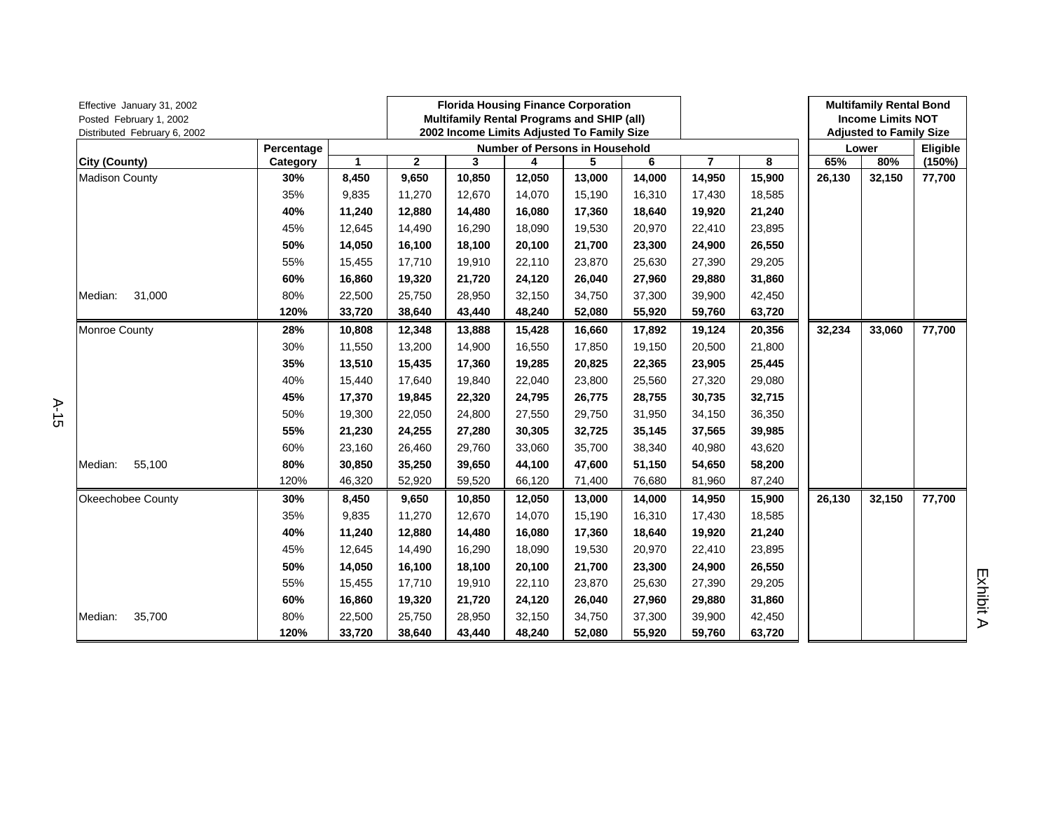Effective January 31, 2002
Posted February 1, 2002
Distributed February 6, 2002

**Florida Housing Finance Corporation**
**Multifamily Rental Programs and SHIP (all)**
**2002 Income Limits Adjusted To Family Size**

**Multifamily Rental Bond Income Limits NOT Adjusted to Family Size**

| City (County) | Percentage Category | Number of Persons in Household | | | | | | | | Lower | | Eligible |
|---|---|---|---|---|---|---|---|---|---|---|---|---|
| | | 1 | 2 | 3 | 4 | 5 | 6 | 7 | 8 | 65% | 80% | (150%) |
| Madison County | **30%** | **8,450** | **9,650** | **10,850** | **12,050** | **13,000** | **14,000** | **14,950** | **15,900** | **26,130** | **32,150** | **77,700** |
| | 35% | 9,835 | 11,270 | 12,670 | 14,070 | 15,190 | 16,310 | 17,430 | 18,585 | | | |
| | **40%** | **11,240** | **12,880** | **14,480** | **16,080** | **17,360** | **18,640** | **19,920** | **21,240** | | | |
| | 45% | 12,645 | 14,490 | 16,290 | 18,090 | 19,530 | 20,970 | 22,410 | 23,895 | | | |
| | **50%** | **14,050** | **16,100** | **18,100** | **20,100** | **21,700** | **23,300** | **24,900** | **26,550** | | | |
| | 55% | 15,455 | 17,710 | 19,910 | 22,110 | 23,870 | 25,630 | 27,390 | 29,205 | | | |
| | **60%** | **16,860** | **19,320** | **21,720** | **24,120** | **26,040** | **27,960** | **29,880** | **31,860** | | | |
| Median: 31,000 | 80% | 22,500 | 25,750 | 28,950 | 32,150 | 34,750 | 37,300 | 39,900 | 42,450 | | | |
| | **120%** | **33,720** | **38,640** | **43,440** | **48,240** | **52,080** | **55,920** | **59,760** | **63,720** | | | |
| Monroe County | **28%** | **10,808** | **12,348** | **13,888** | **15,428** | **16,660** | **17,892** | **19,124** | **20,356** | **32,234** | **33,060** | **77,700** |
| | 30% | 11,550 | 13,200 | 14,900 | 16,550 | 17,850 | 19,150 | 20,500 | 21,800 | | | |
| | **35%** | **13,510** | **15,435** | **17,360** | **19,285** | **20,825** | **22,365** | **23,905** | **25,445** | | | |
| | 40% | 15,440 | 17,640 | 19,840 | 22,040 | 23,800 | 25,560 | 27,320 | 29,080 | | | |
| | **45%** | **17,370** | **19,845** | **22,320** | **24,795** | **26,775** | **28,755** | **30,735** | **32,715** | | | |
| | 50% | 19,300 | 22,050 | 24,800 | 27,550 | 29,750 | 31,950 | 34,150 | 36,350 | | | |
| | **55%** | **21,230** | **24,255** | **27,280** | **30,305** | **32,725** | **35,145** | **37,565** | **39,985** | | | |
| | 60% | 23,160 | 26,460 | 29,760 | 33,060 | 35,700 | 38,340 | 40,980 | 43,620 | | | |
| Median: 55,100 | **80%** | **30,850** | **35,250** | **39,650** | **44,100** | **47,600** | **51,150** | **54,650** | **58,200** | | | |
| | 120% | 46,320 | 52,920 | 59,520 | 66,120 | 71,400 | 76,680 | 81,960 | 87,240 | | | |
| Okeechobee County | **30%** | **8,450** | **9,650** | **10,850** | **12,050** | **13,000** | **14,000** | **14,950** | **15,900** | **26,130** | **32,150** | **77,700** |
| | 35% | 9,835 | 11,270 | 12,670 | 14,070 | 15,190 | 16,310 | 17,430 | 18,585 | | | |
| | **40%** | **11,240** | **12,880** | **14,480** | **16,080** | **17,360** | **18,640** | **19,920** | **21,240** | | | |
| | 45% | 12,645 | 14,490 | 16,290 | 18,090 | 19,530 | 20,970 | 22,410 | 23,895 | | | |
| | **50%** | **14,050** | **16,100** | **18,100** | **20,100** | **21,700** | **23,300** | **24,900** | **26,550** | | | |
| | 55% | 15,455 | 17,710 | 19,910 | 22,110 | 23,870 | 25,630 | 27,390 | 29,205 | | | |
| | **60%** | **16,860** | **19,320** | **21,720** | **24,120** | **26,040** | **27,960** | **29,880** | **31,860** | | | |
| Median: 35,700 | 80% | 22,500 | 25,750 | 28,950 | 32,150 | 34,750 | 37,300 | 39,900 | 42,450 | | | |
| | **120%** | **33,720** | **38,640** | **43,440** | **48,240** | **52,080** | **55,920** | **59,760** | **63,720** | | | |

Exhibit A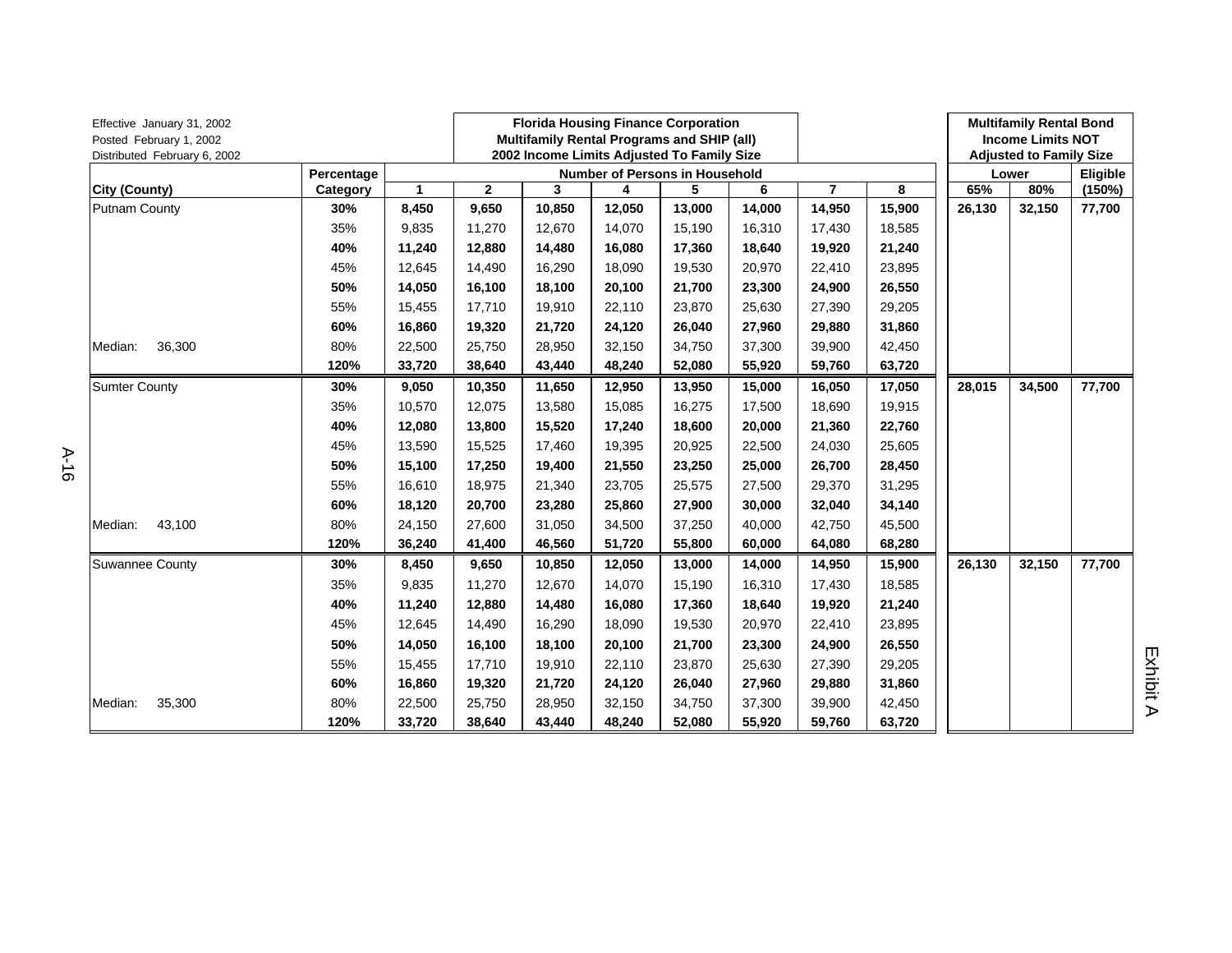Effective January 31, 2002
Posted February 1, 2002
Distributed February 6, 2002

**Florida Housing Finance Corporation**
**Multifamily Rental Programs and SHIP (all)**
**2002 Income Limits Adjusted To Family Size**

**Multifamily Rental Bond Income Limits NOT Adjusted to Family Size**

| City (County) | Percentage Category | Number of Persons in Household: 1 | 2 | 3 | 4 | 5 | 6 | 7 | 8 | Lower 65% | 80% | Eligible (150%) |
|---|---|---|---|---|---|---|---|---|---|---|---|---|
| Putnam County | **30%** | **8,450** | **9,650** | **10,850** | **12,050** | **13,000** | **14,000** | **14,950** | **15,900** | **26,130** | **32,150** | **77,700** |
| | 35% | 9,835 | 11,270 | 12,670 | 14,070 | 15,190 | 16,310 | 17,430 | 18,585 | | | |
| | **40%** | **11,240** | **12,880** | **14,480** | **16,080** | **17,360** | **18,640** | **19,920** | **21,240** | | | |
| | 45% | 12,645 | 14,490 | 16,290 | 18,090 | 19,530 | 20,970 | 22,410 | 23,895 | | | |
| | **50%** | **14,050** | **16,100** | **18,100** | **20,100** | **21,700** | **23,300** | **24,900** | **26,550** | | | |
| | 55% | 15,455 | 17,710 | 19,910 | 22,110 | 23,870 | 25,630 | 27,390 | 29,205 | | | |
| | **60%** | **16,860** | **19,320** | **21,720** | **24,120** | **26,040** | **27,960** | **29,880** | **31,860** | | | |
| Median: 36,300 | 80% | 22,500 | 25,750 | 28,950 | 32,150 | 34,750 | 37,300 | 39,900 | 42,450 | | | |
| | **120%** | **33,720** | **38,640** | **43,440** | **48,240** | **52,080** | **55,920** | **59,760** | **63,720** | | | |
| Sumter County | **30%** | **9,050** | **10,350** | **11,650** | **12,950** | **13,950** | **15,000** | **16,050** | **17,050** | **28,015** | **34,500** | **77,700** |
| | 35% | 10,570 | 12,075 | 13,580 | 15,085 | 16,275 | 17,500 | 18,690 | 19,915 | | | |
| | **40%** | **12,080** | **13,800** | **15,520** | **17,240** | **18,600** | **20,000** | **21,360** | **22,760** | | | |
| | 45% | 13,590 | 15,525 | 17,460 | 19,395 | 20,925 | 22,500 | 24,030 | 25,605 | | | |
| | **50%** | **15,100** | **17,250** | **19,400** | **21,550** | **23,250** | **25,000** | **26,700** | **28,450** | | | |
| | 55% | 16,610 | 18,975 | 21,340 | 23,705 | 25,575 | 27,500 | 29,370 | 31,295 | | | |
| | **60%** | **18,120** | **20,700** | **23,280** | **25,860** | **27,900** | **30,000** | **32,040** | **34,140** | | | |
| Median: 43,100 | 80% | 24,150 | 27,600 | 31,050 | 34,500 | 37,250 | 40,000 | 42,750 | 45,500 | | | |
| | **120%** | **36,240** | **41,400** | **46,560** | **51,720** | **55,800** | **60,000** | **64,080** | **68,280** | | | |
| Suwannee County | **30%** | **8,450** | **9,650** | **10,850** | **12,050** | **13,000** | **14,000** | **14,950** | **15,900** | **26,130** | **32,150** | **77,700** |
| | 35% | 9,835 | 11,270 | 12,670 | 14,070 | 15,190 | 16,310 | 17,430 | 18,585 | | | |
| | **40%** | **11,240** | **12,880** | **14,480** | **16,080** | **17,360** | **18,640** | **19,920** | **21,240** | | | |
| | 45% | 12,645 | 14,490 | 16,290 | 18,090 | 19,530 | 20,970 | 22,410 | 23,895 | | | |
| | **50%** | **14,050** | **16,100** | **18,100** | **20,100** | **21,700** | **23,300** | **24,900** | **26,550** | | | |
| | 55% | 15,455 | 17,710 | 19,910 | 22,110 | 23,870 | 25,630 | 27,390 | 29,205 | | | |
| | **60%** | **16,860** | **19,320** | **21,720** | **24,120** | **26,040** | **27,960** | **29,880** | **31,860** | | | |
| Median: 35,300 | 80% | 22,500 | 25,750 | 28,950 | 32,150 | 34,750 | 37,300 | 39,900 | 42,450 | | | |
| | **120%** | **33,720** | **38,640** | **43,440** | **48,240** | **52,080** | **55,920** | **59,760** | **63,720** | | | |

Exhibit A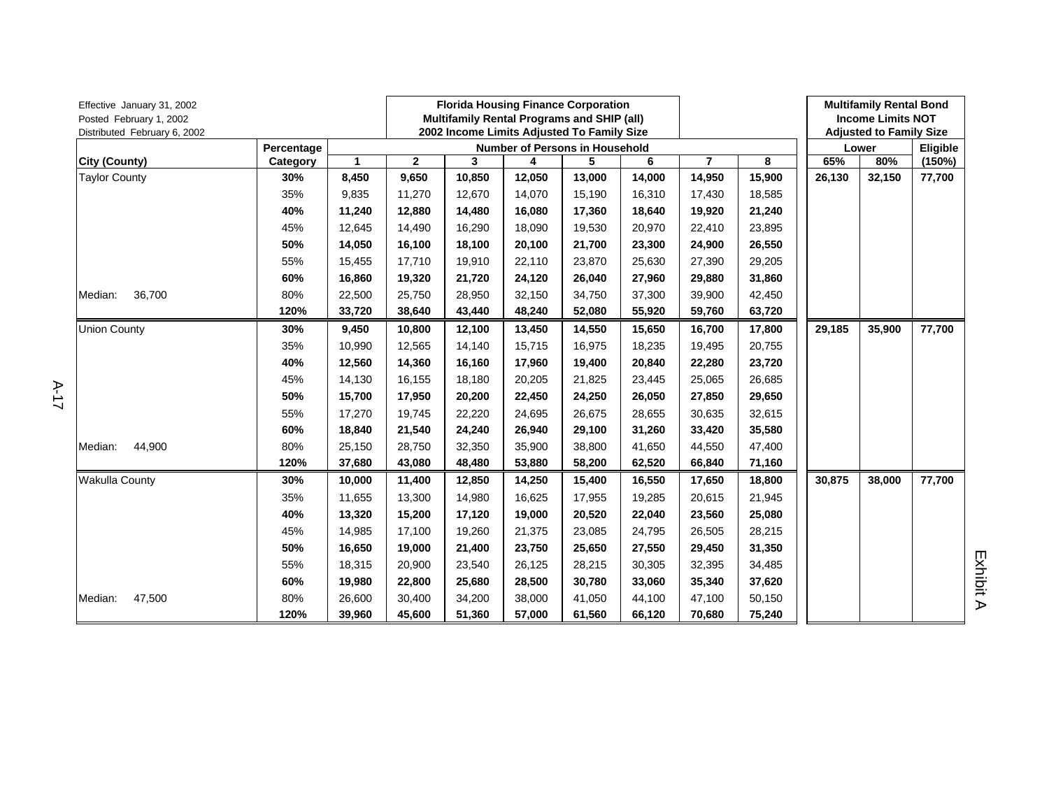Effective January 31, 2002
Posted February 1, 2002
Distributed February 6, 2002

| City (County) | Percentage Category | Florida Housing Finance Corporation Multifamily Rental Programs and SHIP (all) 2002 Income Limits Adjusted To Family Size — Number of Persons in Household: 1 | 2 | 3 | 4 | 5 | 6 | 7 | 8 | Multifamily Rental Bond Income Limits NOT Adjusted to Family Size — Lower 65% | Lower 80% | Eligible (150%) |
|---|---|---|---|---|---|---|---|---|---|---|---|---|
| Taylor County | **30%** | **8,450** | **9,650** | **10,850** | **12,050** | **13,000** | **14,000** | **14,950** | **15,900** | **26,130** | **32,150** | **77,700** |
| | 35% | 9,835 | 11,270 | 12,670 | 14,070 | 15,190 | 16,310 | 17,430 | 18,585 | | | |
| | **40%** | **11,240** | **12,880** | **14,480** | **16,080** | **17,360** | **18,640** | **19,920** | **21,240** | | | |
| | 45% | 12,645 | 14,490 | 16,290 | 18,090 | 19,530 | 20,970 | 22,410 | 23,895 | | | |
| | **50%** | **14,050** | **16,100** | **18,100** | **20,100** | **21,700** | **23,300** | **24,900** | **26,550** | | | |
| | 55% | 15,455 | 17,710 | 19,910 | 22,110 | 23,870 | 25,630 | 27,390 | 29,205 | | | |
| | **60%** | **16,860** | **19,320** | **21,720** | **24,120** | **26,040** | **27,960** | **29,880** | **31,860** | | | |
| Median: 36,700 | 80% | 22,500 | 25,750 | 28,950 | 32,150 | 34,750 | 37,300 | 39,900 | 42,450 | | | |
| | **120%** | **33,720** | **38,640** | **43,440** | **48,240** | **52,080** | **55,920** | **59,760** | **63,720** | | | |
| Union County | **30%** | **9,450** | **10,800** | **12,100** | **13,450** | **14,550** | **15,650** | **16,700** | **17,800** | **29,185** | **35,900** | **77,700** |
| | 35% | 10,990 | 12,565 | 14,140 | 15,715 | 16,975 | 18,235 | 19,495 | 20,755 | | | |
| | **40%** | **12,560** | **14,360** | **16,160** | **17,960** | **19,400** | **20,840** | **22,280** | **23,720** | | | |
| | 45% | 14,130 | 16,155 | 18,180 | 20,205 | 21,825 | 23,445 | 25,065 | 26,685 | | | |
| | **50%** | **15,700** | **17,950** | **20,200** | **22,450** | **24,250** | **26,050** | **27,850** | **29,650** | | | |
| | 55% | 17,270 | 19,745 | 22,220 | 24,695 | 26,675 | 28,655 | 30,635 | 32,615 | | | |
| | **60%** | **18,840** | **21,540** | **24,240** | **26,940** | **29,100** | **31,260** | **33,420** | **35,580** | | | |
| Median: 44,900 | 80% | 25,150 | 28,750 | 32,350 | 35,900 | 38,800 | 41,650 | 44,550 | 47,400 | | | |
| | **120%** | **37,680** | **43,080** | **48,480** | **53,880** | **58,200** | **62,520** | **66,840** | **71,160** | | | |
| Wakulla County | **30%** | **10,000** | **11,400** | **12,850** | **14,250** | **15,400** | **16,550** | **17,650** | **18,800** | **30,875** | **38,000** | **77,700** |
| | 35% | 11,655 | 13,300 | 14,980 | 16,625 | 17,955 | 19,285 | 20,615 | 21,945 | | | |
| | **40%** | **13,320** | **15,200** | **17,120** | **19,000** | **20,520** | **22,040** | **23,560** | **25,080** | | | |
| | 45% | 14,985 | 17,100 | 19,260 | 21,375 | 23,085 | 24,795 | 26,505 | 28,215 | | | |
| | **50%** | **16,650** | **19,000** | **21,400** | **23,750** | **25,650** | **27,550** | **29,450** | **31,350** | | | |
| | 55% | 18,315 | 20,900 | 23,540 | 26,125 | 28,215 | 30,305 | 32,395 | 34,485 | | | |
| | **60%** | **19,980** | **22,800** | **25,680** | **28,500** | **30,780** | **33,060** | **35,340** | **37,620** | | | |
| Median: 47,500 | 80% | 26,600 | 30,400 | 34,200 | 38,000 | 41,050 | 44,100 | 47,100 | 50,150 | | | |
| | **120%** | **39,960** | **45,600** | **51,360** | **57,000** | **61,560** | **66,120** | **70,680** | **75,240** | | | |

Exhibit A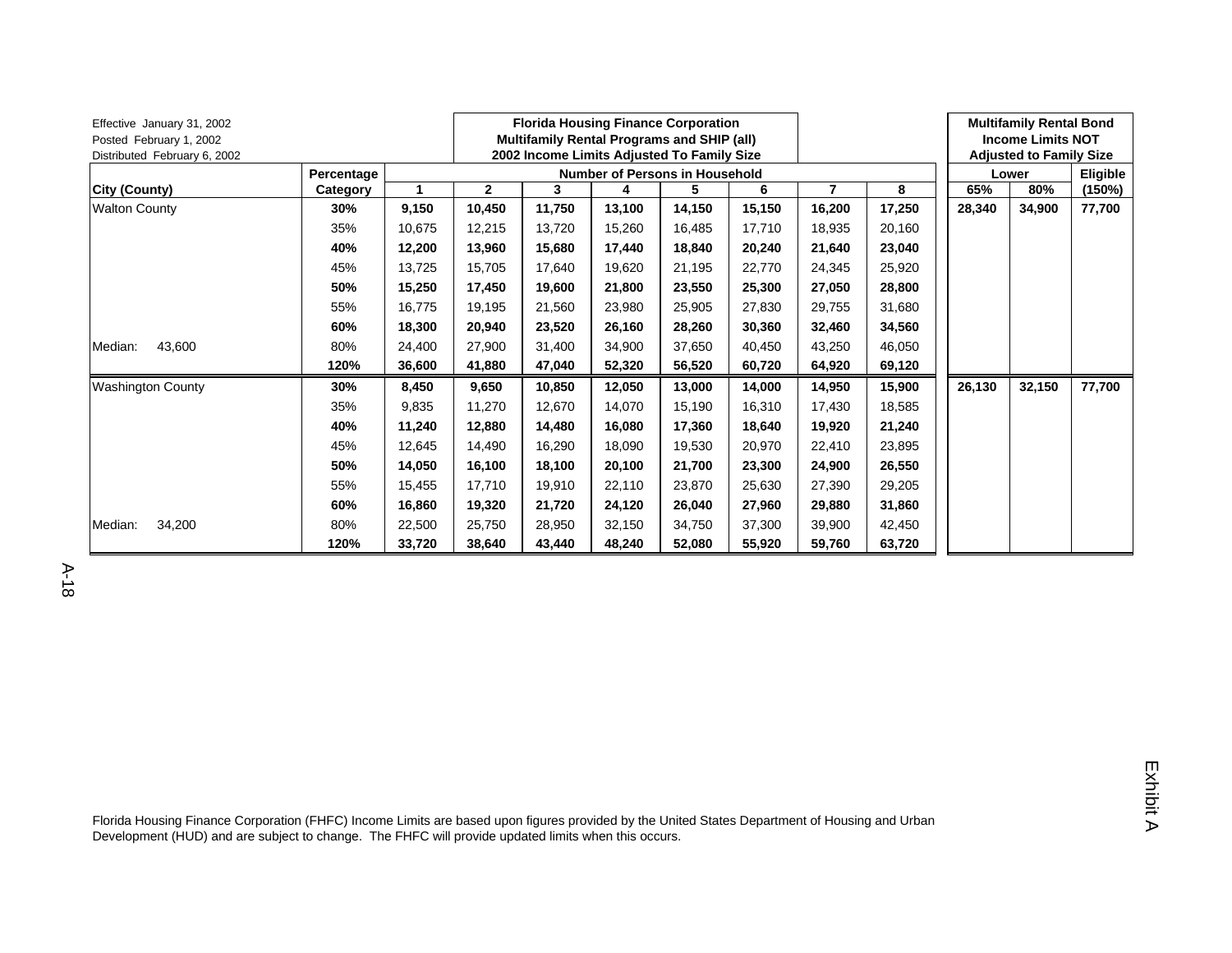Effective January 31, 2002
Posted February 1, 2002
Distributed February 6, 2002

| | | Florida Housing Finance Corporation Multifamily Rental Programs and SHIP (all) 2002 Income Limits Adjusted To Family Size | | | | | | | | Multifamily Rental Bond Income Limits NOT Adjusted to Family Size | | |
|---|---|---|---|---|---|---|---|---|---|---|---|---|
| | Percentage | Number of Persons in Household | | | | | | | | Lower | | Eligible |
| City (County) | Category | 1 | 2 | 3 | 4 | 5 | 6 | 7 | 8 | 65% | 80% | (150%) |
| Walton County | **30%** | **9,150** | **10,450** | **11,750** | **13,100** | **14,150** | **15,150** | **16,200** | **17,250** | **28,340** | **34,900** | **77,700** |
| | 35% | 10,675 | 12,215 | 13,720 | 15,260 | 16,485 | 17,710 | 18,935 | 20,160 | | | |
| | **40%** | **12,200** | **13,960** | **15,680** | **17,440** | **18,840** | **20,240** | **21,640** | **23,040** | | | |
| | 45% | 13,725 | 15,705 | 17,640 | 19,620 | 21,195 | 22,770 | 24,345 | 25,920 | | | |
| | **50%** | **15,250** | **17,450** | **19,600** | **21,800** | **23,550** | **25,300** | **27,050** | **28,800** | | | |
| | 55% | 16,775 | 19,195 | 21,560 | 23,980 | 25,905 | 27,830 | 29,755 | 31,680 | | | |
| | **60%** | **18,300** | **20,940** | **23,520** | **26,160** | **28,260** | **30,360** | **32,460** | **34,560** | | | |
| Median: 43,600 | 80% | 24,400 | 27,900 | 31,400 | 34,900 | 37,650 | 40,450 | 43,250 | 46,050 | | | |
| | **120%** | **36,600** | **41,880** | **47,040** | **52,320** | **56,520** | **60,720** | **64,920** | **69,120** | | | |
| Washington County | **30%** | **8,450** | **9,650** | **10,850** | **12,050** | **13,000** | **14,000** | **14,950** | **15,900** | **26,130** | **32,150** | **77,700** |
| | 35% | 9,835 | 11,270 | 12,670 | 14,070 | 15,190 | 16,310 | 17,430 | 18,585 | | | |
| | **40%** | **11,240** | **12,880** | **14,480** | **16,080** | **17,360** | **18,640** | **19,920** | **21,240** | | | |
| | 45% | 12,645 | 14,490 | 16,290 | 18,090 | 19,530 | 20,970 | 22,410 | 23,895 | | | |
| | **50%** | **14,050** | **16,100** | **18,100** | **20,100** | **21,700** | **23,300** | **24,900** | **26,550** | | | |
| | 55% | 15,455 | 17,710 | 19,910 | 22,110 | 23,870 | 25,630 | 27,390 | 29,205 | | | |
| | **60%** | **16,860** | **19,320** | **21,720** | **24,120** | **26,040** | **27,960** | **29,880** | **31,860** | | | |
| Median: 34,200 | 80% | 22,500 | 25,750 | 28,950 | 32,150 | 34,750 | 37,300 | 39,900 | 42,450 | | | |
| | **120%** | **33,720** | **38,640** | **43,440** | **48,240** | **52,080** | **55,920** | **59,760** | **63,720** | | | |

Florida Housing Finance Corporation (FHFC) Income Limits are based upon figures provided by the United States Department of Housing and Urban Development (HUD) and are subject to change. The FHFC will provide updated limits when this occurs.

Exhibit A